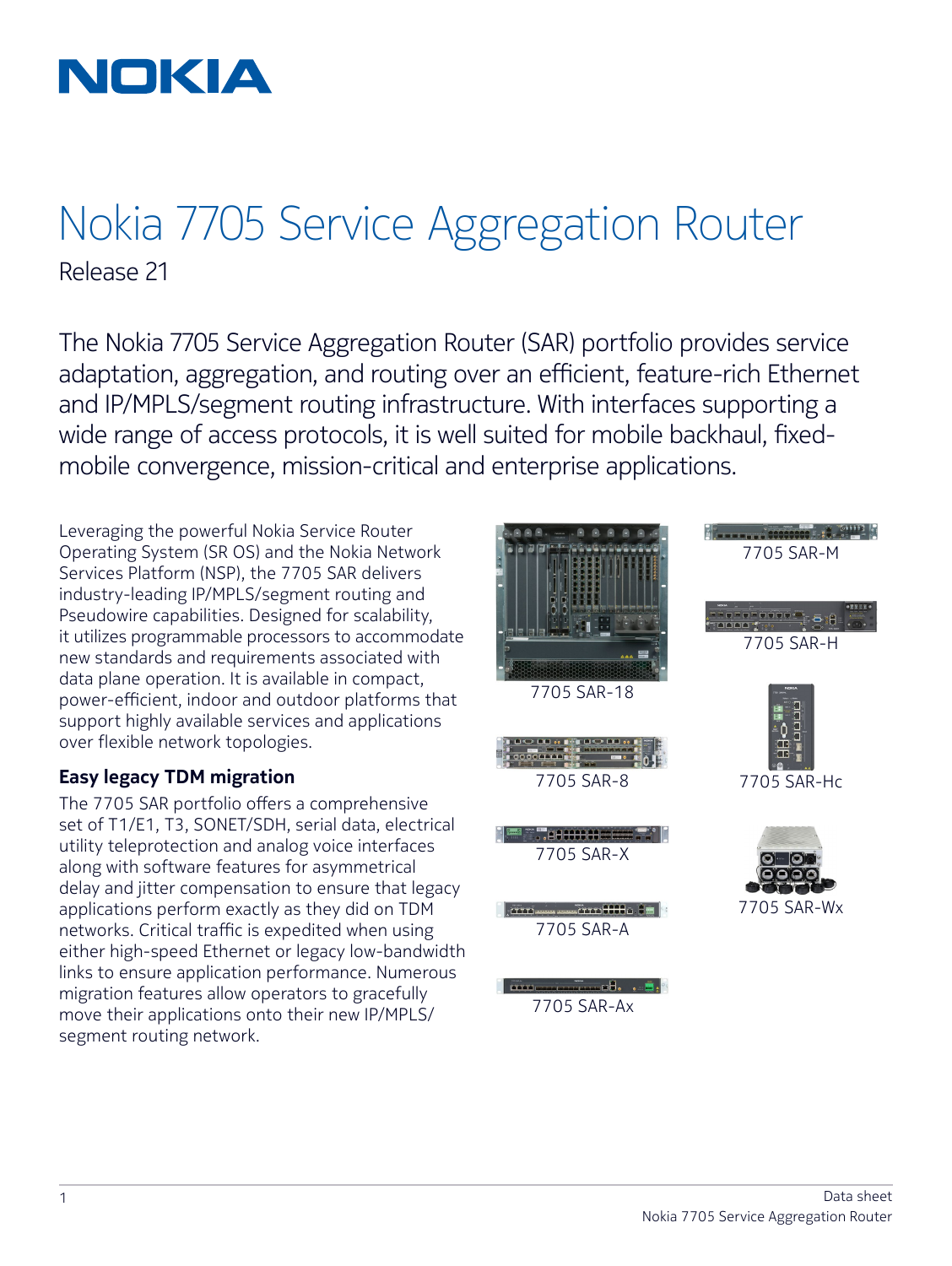# Nokia 7705 Service Aggregation Router

Release 21

The Nokia 7705 Service Aggregation Router (SAR) portfolio provides service adaptation, aggregation, and routing over an efficient, feature-rich Ethernet and IP/MPLS/segment routing infrastructure. With interfaces supporting a wide range of access protocols, it is well suited for mobile backhaul, fixed-mobile convergence, mission-critical and enterprise applications.

Leveraging the powerful Nokia Service Router Operating System (SR OS) and the Nokia Network Services Platform (NSP), the 7705 SAR delivers industry-leading IP/MPLS/segment routing and Pseudowire capabilities. Designed for scalability, it utilizes programmable processors to accommodate new standards and requirements associated with data plane operation. It is available in compact, power-efficient, indoor and outdoor platforms that support highly available services and applications over flexible network topologies.

## Easy legacy TDM migration

The 7705 SAR portfolio offers a comprehensive set of T1/E1, T3, SONET/SDH, serial data, electrical utility teleprotection and analog voice interfaces along with software features for asymmetrical delay and jitter compensation to ensure that legacy applications perform exactly as they did on TDM networks. Critical traffic is expedited when using either high-speed Ethernet or legacy low-bandwidth links to ensure application performance. Numerous migration features allow operators to gracefully move their applications onto their new IP/MPLS/segment routing network.

7705 SAR-18

7705 SAR-8

7705 SAR-X

7705 SAR-A

7705 SAR-Ax

7705 SAR-M

7705 SAR-H

7705 SAR-Hc

7705 SAR-Wx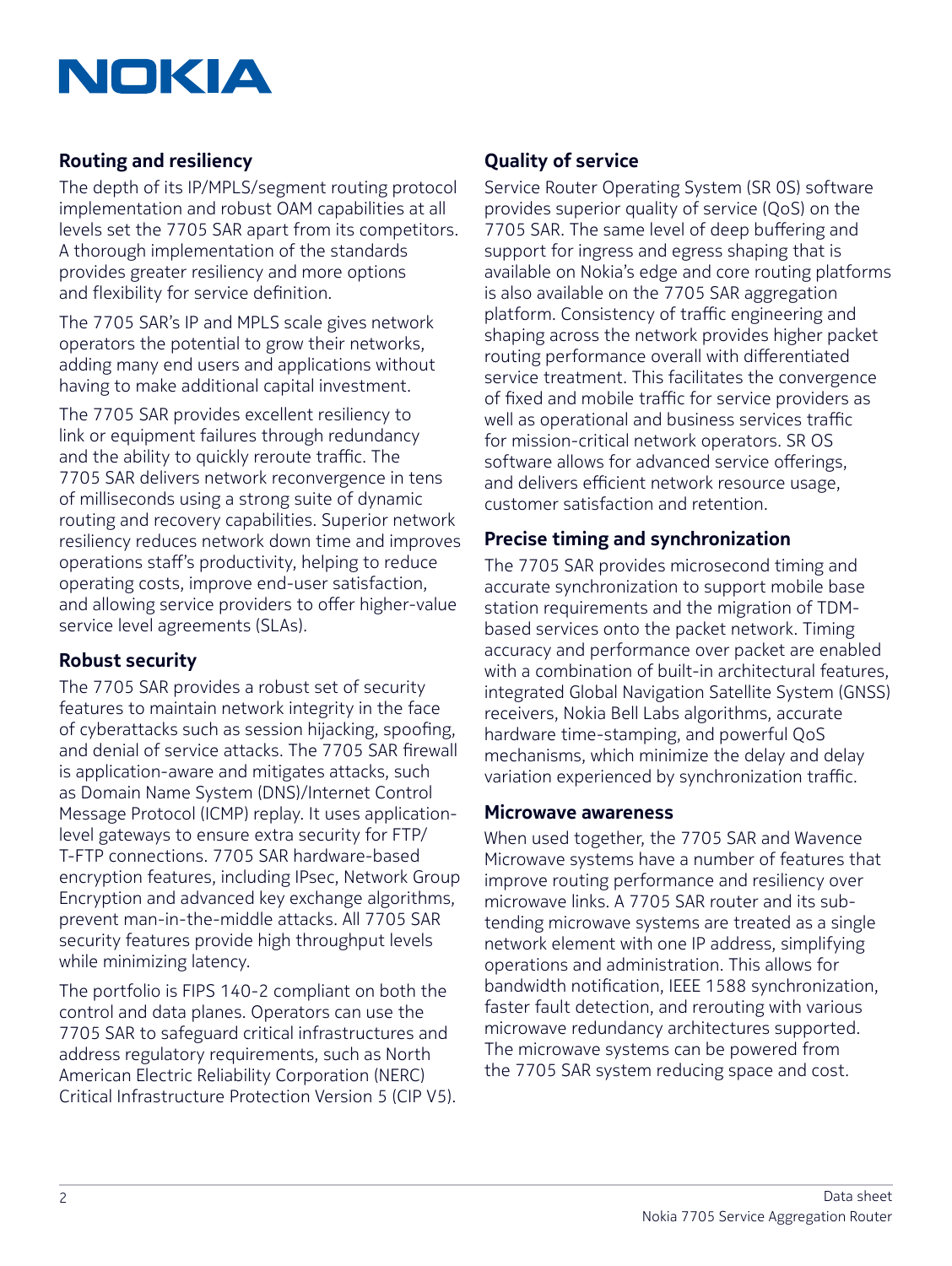## Routing and resiliency

The depth of its IP/MPLS/segment routing protocol implementation and robust OAM capabilities at all levels set the 7705 SAR apart from its competitors. A thorough implementation of the standards provides greater resiliency and more options and flexibility for service definition.

The 7705 SAR's IP and MPLS scale gives network operators the potential to grow their networks, adding many end users and applications without having to make additional capital investment.

The 7705 SAR provides excellent resiliency to link or equipment failures through redundancy and the ability to quickly reroute traffic. The 7705 SAR delivers network reconvergence in tens of milliseconds using a strong suite of dynamic routing and recovery capabilities. Superior network resiliency reduces network down time and improves operations staff's productivity, helping to reduce operating costs, improve end-user satisfaction, and allowing service providers to offer higher-value service level agreements (SLAs).

## Robust security

The 7705 SAR provides a robust set of security features to maintain network integrity in the face of cyberattacks such as session hijacking, spoofing, and denial of service attacks. The 7705 SAR firewall is application-aware and mitigates attacks, such as Domain Name System (DNS)/Internet Control Message Protocol (ICMP) replay. It uses application-level gateways to ensure extra security for FTP/T-FTP connections. 7705 SAR hardware-based encryption features, including IPsec, Network Group Encryption and advanced key exchange algorithms, prevent man-in-the-middle attacks. All 7705 SAR security features provide high throughput levels while minimizing latency.

The portfolio is FIPS 140-2 compliant on both the control and data planes. Operators can use the 7705 SAR to safeguard critical infrastructures and address regulatory requirements, such as North American Electric Reliability Corporation (NERC) Critical Infrastructure Protection Version 5 (CIP V5).

## Quality of service

Service Router Operating System (SR 0S) software provides superior quality of service (QoS) on the 7705 SAR. The same level of deep buffering and support for ingress and egress shaping that is available on Nokia's edge and core routing platforms is also available on the 7705 SAR aggregation platform. Consistency of traffic engineering and shaping across the network provides higher packet routing performance overall with differentiated service treatment. This facilitates the convergence of fixed and mobile traffic for service providers as well as operational and business services traffic for mission-critical network operators. SR OS software allows for advanced service offerings, and delivers efficient network resource usage, customer satisfaction and retention.

## Precise timing and synchronization

The 7705 SAR provides microsecond timing and accurate synchronization to support mobile base station requirements and the migration of TDM-based services onto the packet network. Timing accuracy and performance over packet are enabled with a combination of built-in architectural features, integrated Global Navigation Satellite System (GNSS) receivers, Nokia Bell Labs algorithms, accurate hardware time-stamping, and powerful QoS mechanisms, which minimize the delay and delay variation experienced by synchronization traffic.

## Microwave awareness

When used together, the 7705 SAR and Wavence Microwave systems have a number of features that improve routing performance and resiliency over microwave links. A 7705 SAR router and its sub-tending microwave systems are treated as a single network element with one IP address, simplifying operations and administration. This allows for bandwidth notification, IEEE 1588 synchronization, faster fault detection, and rerouting with various microwave redundancy architectures supported. The microwave systems can be powered from the 7705 SAR system reducing space and cost.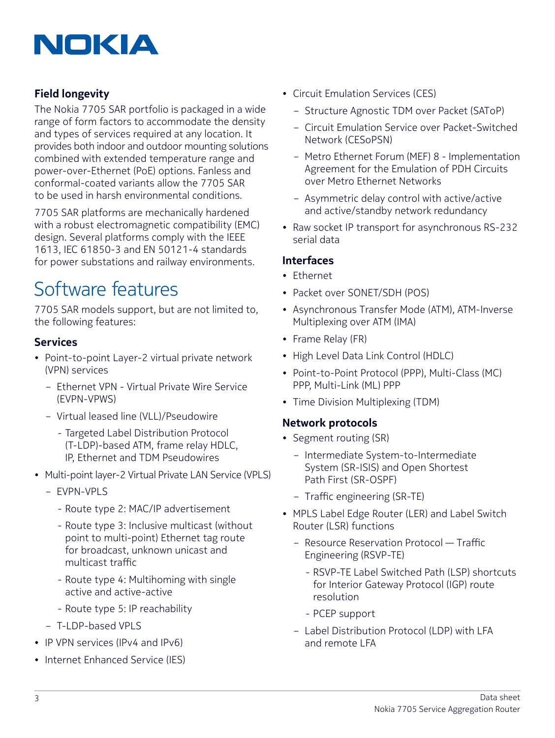### Field longevity

The Nokia 7705 SAR portfolio is packaged in a wide range of form factors to accommodate the density and types of services required at any location. It provides both indoor and outdoor mounting solutions combined with extended temperature range and power-over-Ethernet (PoE) options. Fanless and conformal-coated variants allow the 7705 SAR to be used in harsh environmental conditions.

7705 SAR platforms are mechanically hardened with a robust electromagnetic compatibility (EMC) design. Several platforms comply with the IEEE 1613, IEC 61850-3 and EN 50121-4 standards for power substations and railway environments.

# Software features

7705 SAR models support, but are not limited to, the following features:

### Services

- Point-to-point Layer-2 virtual private network (VPN) services
  - Ethernet VPN - Virtual Private Wire Service (EVPN-VPWS)
  - Virtual leased line (VLL)/Pseudowire
    - Targeted Label Distribution Protocol (T-LDP)-based ATM, frame relay HDLC, IP, Ethernet and TDM Pseudowires
- Multi-point layer-2 Virtual Private LAN Service (VPLS)
  - EVPN-VPLS
    - Route type 2: MAC/IP advertisement
    - Route type 3: Inclusive multicast (without point to multi-point) Ethernet tag route for broadcast, unknown unicast and multicast traffic
    - Route type 4: Multihoming with single active and active-active
    - Route type 5: IP reachability
  - T-LDP-based VPLS
- IP VPN services (IPv4 and IPv6)
- Internet Enhanced Service (IES)
- Circuit Emulation Services (CES)
  - Structure Agnostic TDM over Packet (SAToP)
  - Circuit Emulation Service over Packet-Switched Network (CESoPSN)
  - Metro Ethernet Forum (MEF) 8 - Implementation Agreement for the Emulation of PDH Circuits over Metro Ethernet Networks
  - Asymmetric delay control with active/active and active/standby network redundancy
- Raw socket IP transport for asynchronous RS-232 serial data

### Interfaces

- Ethernet
- Packet over SONET/SDH (POS)
- Asynchronous Transfer Mode (ATM), ATM-Inverse Multiplexing over ATM (IMA)
- Frame Relay (FR)
- High Level Data Link Control (HDLC)
- Point-to-Point Protocol (PPP), Multi-Class (MC) PPP, Multi-Link (ML) PPP
- Time Division Multiplexing (TDM)

### Network protocols

- Segment routing (SR)
  - Intermediate System-to-Intermediate System (SR-ISIS) and Open Shortest Path First (SR-OSPF)
  - Traffic engineering (SR-TE)
- MPLS Label Edge Router (LER) and Label Switch Router (LSR) functions
  - Resource Reservation Protocol — Traffic Engineering (RSVP-TE)
    - RSVP-TE Label Switched Path (LSP) shortcuts for Interior Gateway Protocol (IGP) route resolution
    - PCEP support
  - Label Distribution Protocol (LDP) with LFA and remote LFA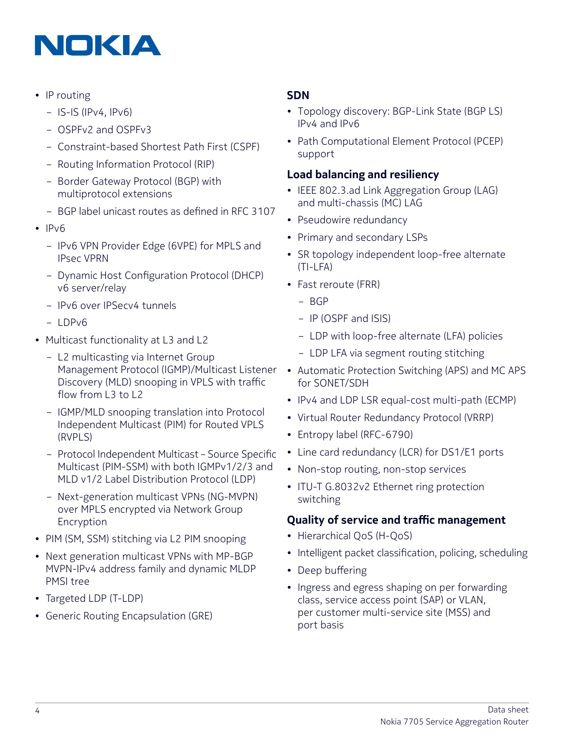- IP routing
  - IS-IS (IPv4, IPv6)
  - OSPFv2 and OSPFv3
  - Constraint-based Shortest Path First (CSPF)
  - Routing Information Protocol (RIP)
  - Border Gateway Protocol (BGP) with multiprotocol extensions
  - BGP label unicast routes as defined in RFC 3107
- IPv6
  - IPv6 VPN Provider Edge (6VPE) for MPLS and IPsec VPRN
  - Dynamic Host Configuration Protocol (DHCP) v6 server/relay
  - IPv6 over IPSecv4 tunnels
  - LDPv6
- Multicast functionality at L3 and L2
  - L2 multicasting via Internet Group Management Protocol (IGMP)/Multicast Listener Discovery (MLD) snooping in VPLS with traffic flow from L3 to L2
  - IGMP/MLD snooping translation into Protocol Independent Multicast (PIM) for Routed VPLS (RVPLS)
  - Protocol Independent Multicast – Source Specific Multicast (PIM-SSM) with both IGMPv1/2/3 and MLD v1/2 Label Distribution Protocol (LDP)
  - Next-generation multicast VPNs (NG-MVPN) over MPLS encrypted via Network Group Encryption
- PIM (SM, SSM) stitching via L2 PIM snooping
- Next generation multicast VPNs with MP-BGP MVPN-IPv4 address family and dynamic MLDP PMSI tree
- Targeted LDP (T-LDP)
- Generic Routing Encapsulation (GRE)

## SDN

- Topology discovery: BGP-Link State (BGP LS) IPv4 and IPv6
- Path Computational Element Protocol (PCEP) support

## Load balancing and resiliency

- IEEE 802.3.ad Link Aggregation Group (LAG) and multi-chassis (MC) LAG
- Pseudowire redundancy
- Primary and secondary LSPs
- SR topology independent loop-free alternate (TI-LFA)
- Fast reroute (FRR)
  - BGP
  - IP (OSPF and ISIS)
  - LDP with loop-free alternate (LFA) policies
  - LDP LFA via segment routing stitching
- Automatic Protection Switching (APS) and MC APS for SONET/SDH
- IPv4 and LDP LSR equal-cost multi-path (ECMP)
- Virtual Router Redundancy Protocol (VRRP)
- Entropy label (RFC-6790)
- Line card redundancy (LCR) for DS1/E1 ports
- Non-stop routing, non-stop services
- ITU-T G.8032v2 Ethernet ring protection switching

## Quality of service and traffic management

- Hierarchical QoS (H-QoS)
- Intelligent packet classification, policing, scheduling
- Deep buffering
- Ingress and egress shaping on per forwarding class, service access point (SAP) or VLAN, per customer multi-service site (MSS) and port basis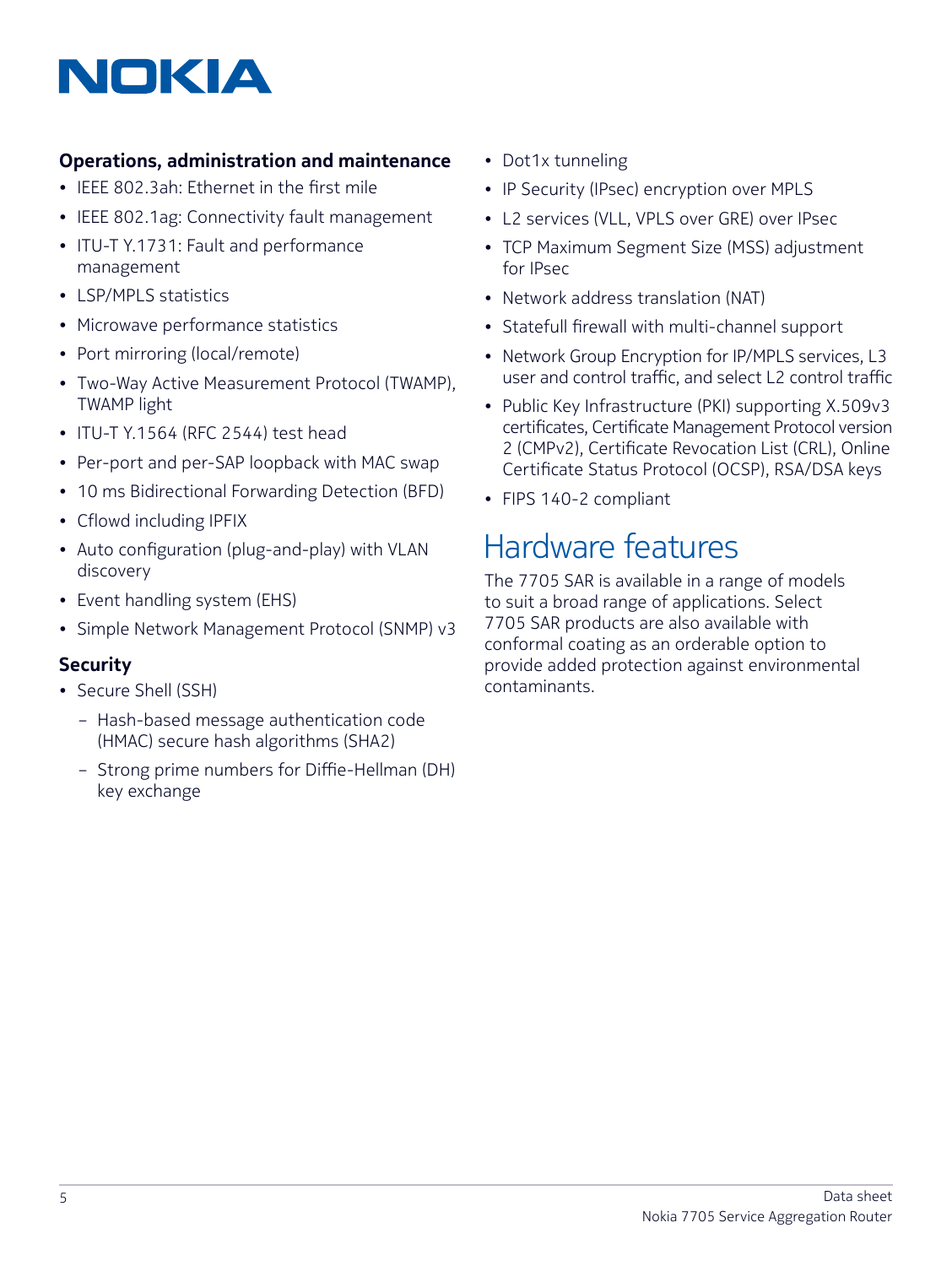### Operations, administration and maintenance

- IEEE 802.3ah: Ethernet in the first mile
- IEEE 802.1ag: Connectivity fault management
- ITU-T Y.1731: Fault and performance management
- LSP/MPLS statistics
- Microwave performance statistics
- Port mirroring (local/remote)
- Two-Way Active Measurement Protocol (TWAMP), TWAMP light
- ITU-T Y.1564 (RFC 2544) test head
- Per-port and per-SAP loopback with MAC swap
- 10 ms Bidirectional Forwarding Detection (BFD)
- Cflowd including IPFIX
- Auto configuration (plug-and-play) with VLAN discovery
- Event handling system (EHS)
- Simple Network Management Protocol (SNMP) v3

### Security

- Secure Shell (SSH)
  - Hash-based message authentication code (HMAC) secure hash algorithms (SHA2)
  - Strong prime numbers for Diffie-Hellman (DH) key exchange
- Dot1x tunneling
- IP Security (IPsec) encryption over MPLS
- L2 services (VLL, VPLS over GRE) over IPsec
- TCP Maximum Segment Size (MSS) adjustment for IPsec
- Network address translation (NAT)
- Statefull firewall with multi-channel support
- Network Group Encryption for IP/MPLS services, L3 user and control traffic, and select L2 control traffic
- Public Key Infrastructure (PKI) supporting X.509v3 certificates, Certificate Management Protocol version 2 (CMPv2), Certificate Revocation List (CRL), Online Certificate Status Protocol (OCSP), RSA/DSA keys
- FIPS 140-2 compliant

## Hardware features

The 7705 SAR is available in a range of models to suit a broad range of applications. Select 7705 SAR products are also available with conformal coating as an orderable option to provide added protection against environmental contaminants.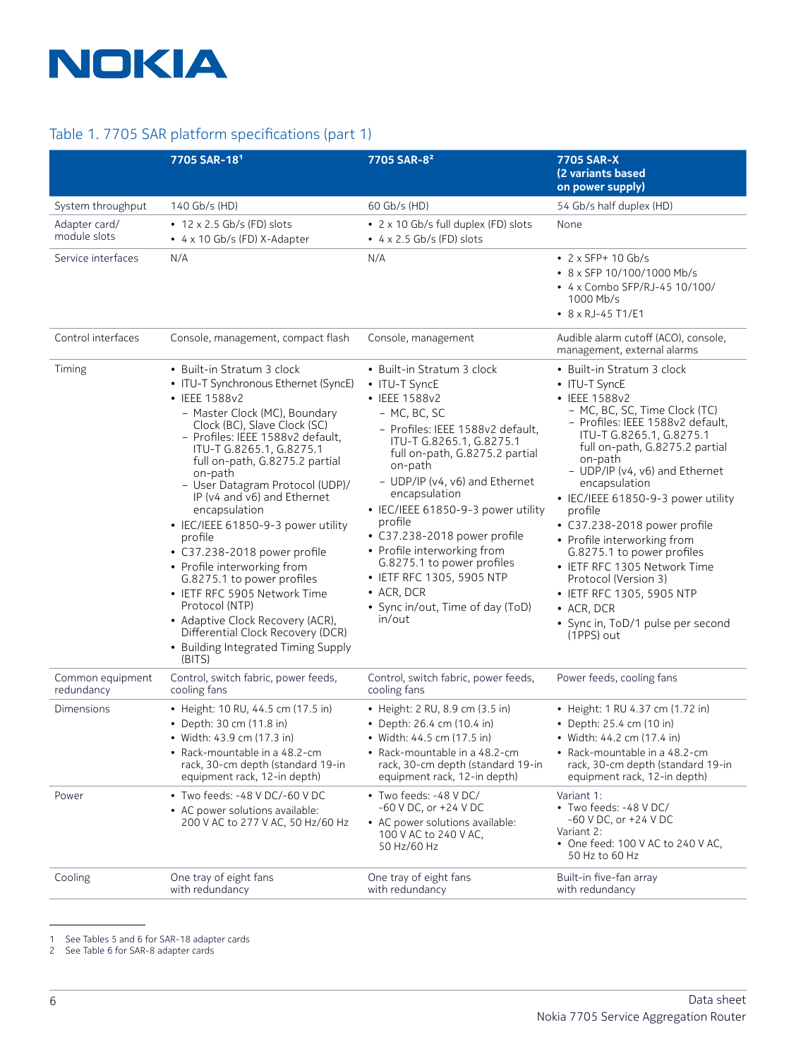## Table 1. 7705 SAR platform specifications (part 1)

| | 7705 SAR-18[1] | 7705 SAR-8[2] | 7705 SAR-X (2 variants based on power supply) |
|---|---|---|---|
| System throughput | 140 Gb/s (HD) | 60 Gb/s (HD) | 54 Gb/s half duplex (HD) |
| Adapter card/ module slots | • 12 x 2.5 Gb/s (FD) slots<br>• 4 x 10 Gb/s (FD) X-Adapter | • 2 x 10 Gb/s full duplex (FD) slots<br>• 4 x 2.5 Gb/s (FD) slots | None |
| Service interfaces | N/A | N/A | • 2 x SFP+ 10 Gb/s<br>• 8 x SFP 10/100/1000 Mb/s<br>• 4 x Combo SFP/RJ-45 10/100/ 1000 Mb/s<br>• 8 x RJ-45 T1/E1 |
| Control interfaces | Console, management, compact flash | Console, management | Audible alarm cutoff (ACO), console, management, external alarms |
| Timing | • Built-in Stratum 3 clock<br>• ITU-T Synchronous Ethernet (SyncE)<br>• IEEE 1588v2<br>  – Master Clock (MC), Boundary Clock (BC), Slave Clock (SC)<br>  – Profiles: IEEE 1588v2 default, ITU-T G.8265.1, G.8275.1 full on-path, G.8275.2 partial on-path<br>  – User Datagram Protocol (UDP)/ IP (v4 and v6) and Ethernet encapsulation<br>• IEC/IEEE 61850-9-3 power utility profile<br>• C37.238-2018 power profile<br>• Profile interworking from G.8275.1 to power profiles<br>• IETF RFC 5905 Network Time Protocol (NTP)<br>• Adaptive Clock Recovery (ACR), Differential Clock Recovery (DCR)<br>• Building Integrated Timing Supply (BITS) | • Built-in Stratum 3 clock<br>• ITU-T SyncE<br>• IEEE 1588v2<br>  – MC, BC, SC<br>  – Profiles: IEEE 1588v2 default, ITU-T G.8265.1, G.8275.1 full on-path, G.8275.2 partial on-path<br>  – UDP/IP (v4, v6) and Ethernet encapsulation<br>• IEC/IEEE 61850-9-3 power utility profile<br>• C37.238-2018 power profile<br>• Profile interworking from G.8275.1 to power profiles<br>• IETF RFC 1305, 5905 NTP<br>• ACR, DCR<br>• Sync in/out, Time of day (ToD) in/out | • Built-in Stratum 3 clock<br>• ITU-T SyncE<br>• IEEE 1588v2<br>  – MC, BC, SC, Time Clock (TC)<br>  – Profiles: IEEE 1588v2 default, ITU-T G.8265.1, G.8275.1 full on-path, G.8275.2 partial on-path<br>  – UDP/IP (v4, v6) and Ethernet encapsulation<br>• IEC/IEEE 61850-9-3 power utility profile<br>• C37.238-2018 power profile<br>• Profile interworking from G.8275.1 to power profiles<br>• IETF RFC 1305 Network Time Protocol (Version 3)<br>• IETF RFC 1305, 5905 NTP<br>• ACR, DCR<br>• Sync in, ToD/1 pulse per second (1PPS) out |
| Common equipment redundancy | Control, switch fabric, power feeds, cooling fans | Control, switch fabric, power feeds, cooling fans | Power feeds, cooling fans |
| Dimensions | • Height: 10 RU, 44.5 cm (17.5 in)<br>• Depth: 30 cm (11.8 in)<br>• Width: 43.9 cm (17.3 in)<br>• Rack-mountable in a 48.2-cm rack, 30-cm depth (standard 19-in equipment rack, 12-in depth) | • Height: 2 RU, 8.9 cm (3.5 in)<br>• Depth: 26.4 cm (10.4 in)<br>• Width: 44.5 cm (17.5 in)<br>• Rack-mountable in a 48.2-cm rack, 30-cm depth (standard 19-in equipment rack, 12-in depth) | • Height: 1 RU 4.37 cm (1.72 in)<br>• Depth: 25.4 cm (10 in)<br>• Width: 44.2 cm (17.4 in)<br>• Rack-mountable in a 48.2-cm rack, 30-cm depth (standard 19-in equipment rack, 12-in depth) |
| Power | • Two feeds: -48 V DC/-60 V DC<br>• AC power solutions available: 200 V AC to 277 V AC, 50 Hz/60 Hz | • Two feeds: -48 V DC/ -60 V DC, or +24 V DC<br>• AC power solutions available: 100 V AC to 240 V AC, 50 Hz/60 Hz | Variant 1:<br>• Two feeds: -48 V DC/ -60 V DC, or +24 V DC<br>Variant 2:<br>• One feed: 100 V AC to 240 V AC, 50 Hz to 60 Hz |
| Cooling | One tray of eight fans with redundancy | One tray of eight fans with redundancy | Built-in five-fan array with redundancy |

1 See Tables 5 and 6 for SAR-18 adapter cards
2 See Table 6 for SAR-8 adapter cards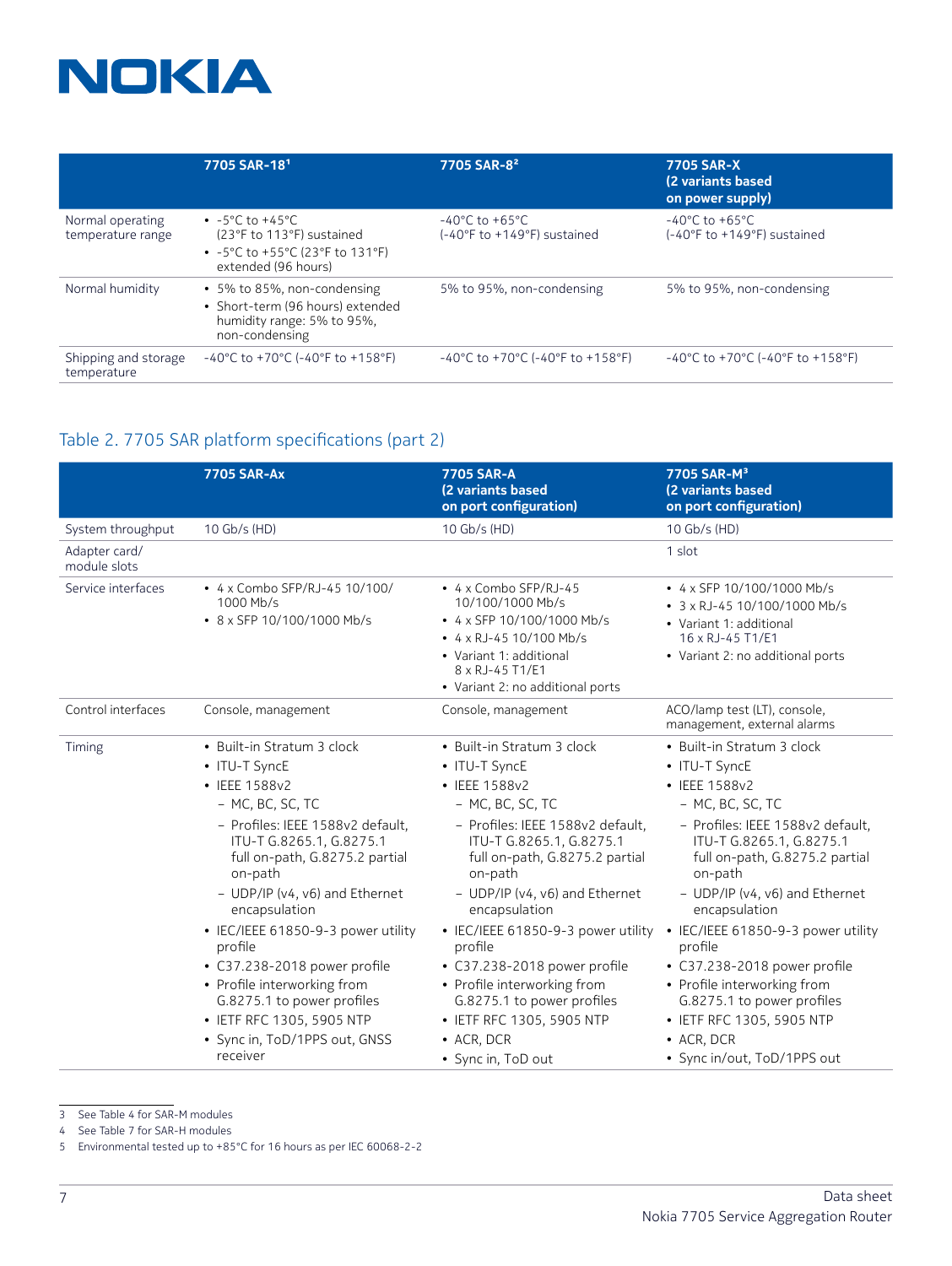| | 7705 SAR-18[1] | 7705 SAR-8[2] | 7705 SAR-X (2 variants based on power supply) |
|---|---|---|---|
| Normal operating temperature range | • -5°C to +45°C (23°F to 113°F) sustained<br>• -5°C to +55°C (23°F to 131°F) extended (96 hours) | -40°C to +65°C (-40°F to +149°F) sustained | -40°C to +65°C (-40°F to +149°F) sustained |
| Normal humidity | • 5% to 85%, non-condensing<br>• Short-term (96 hours) extended humidity range: 5% to 95%, non-condensing | 5% to 95%, non-condensing | 5% to 95%, non-condensing |
| Shipping and storage temperature | -40°C to +70°C (-40°F to +158°F) | -40°C to +70°C (-40°F to +158°F) | -40°C to +70°C (-40°F to +158°F) |

## Table 2. 7705 SAR platform specifications (part 2)

| | 7705 SAR-Ax | 7705 SAR-A (2 variants based on port configuration) | 7705 SAR-M[3] (2 variants based on port configuration) |
|---|---|---|---|
| System throughput | 10 Gb/s (HD) | 10 Gb/s (HD) | 10 Gb/s (HD) |
| Adapter card/ module slots | | | 1 slot |
| Service interfaces | • 4 x Combo SFP/RJ-45 10/100/ 1000 Mb/s<br>• 8 x SFP 10/100/1000 Mb/s | • 4 x Combo SFP/RJ-45 10/100/1000 Mb/s<br>• 4 x SFP 10/100/1000 Mb/s<br>• 4 x RJ-45 10/100 Mb/s<br>• Variant 1: additional 8 x RJ-45 T1/E1<br>• Variant 2: no additional ports | • 4 x SFP 10/100/1000 Mb/s<br>• 3 x RJ-45 10/100/1000 Mb/s<br>• Variant 1: additional 16 x RJ-45 T1/E1<br>• Variant 2: no additional ports |
| Control interfaces | Console, management | Console, management | ACO/lamp test (LT), console, management, external alarms |
| Timing | • Built-in Stratum 3 clock<br>• ITU-T SyncE<br>• IEEE 1588v2<br>  – MC, BC, SC, TC<br>  – Profiles: IEEE 1588v2 default, ITU-T G.8265.1, G.8275.1 full on-path, G.8275.2 partial on-path<br>  – UDP/IP (v4, v6) and Ethernet encapsulation<br>• IEC/IEEE 61850-9-3 power utility profile<br>• C37.238-2018 power profile<br>• Profile interworking from G.8275.1 to power profiles<br>• IETF RFC 1305, 5905 NTP<br>• Sync in, ToD/1PPS out, GNSS receiver | • Built-in Stratum 3 clock<br>• ITU-T SyncE<br>• IEEE 1588v2<br>  – MC, BC, SC, TC<br>  – Profiles: IEEE 1588v2 default, ITU-T G.8265.1, G.8275.1 full on-path, G.8275.2 partial on-path<br>  – UDP/IP (v4, v6) and Ethernet encapsulation<br>• IEC/IEEE 61850-9-3 power utility profile<br>• C37.238-2018 power profile<br>• Profile interworking from G.8275.1 to power profiles<br>• IETF RFC 1305, 5905 NTP<br>• ACR, DCR<br>• Sync in, ToD out | • Built-in Stratum 3 clock<br>• ITU-T SyncE<br>• IEEE 1588v2<br>  – MC, BC, SC, TC<br>  – Profiles: IEEE 1588v2 default, ITU-T G.8265.1, G.8275.1 full on-path, G.8275.2 partial on-path<br>  – UDP/IP (v4, v6) and Ethernet encapsulation<br>• IEC/IEEE 61850-9-3 power utility profile<br>• C37.238-2018 power profile<br>• Profile interworking from G.8275.1 to power profiles<br>• IETF RFC 1305, 5905 NTP<br>• ACR, DCR<br>• Sync in/out, ToD/1PPS out |

3 See Table 4 for SAR-M modules

4 See Table 7 for SAR-H modules

5 Environmental tested up to +85°C for 16 hours as per IEC 60068-2-2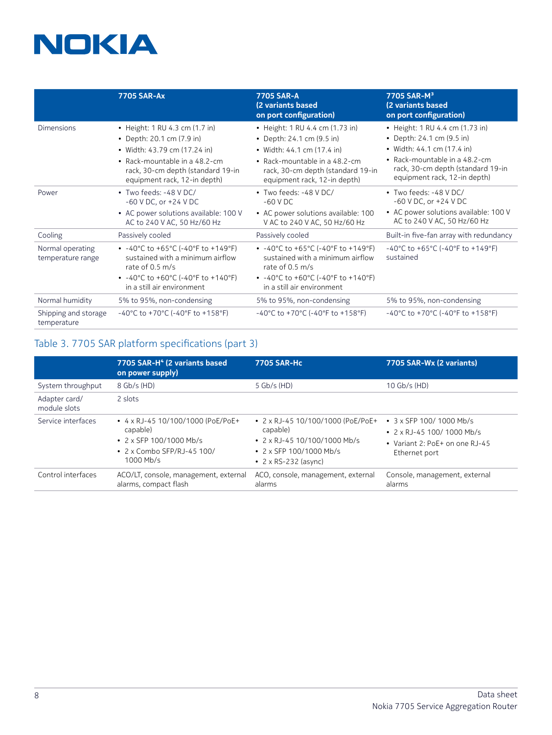| | 7705 SAR-Ax | 7705 SAR-A (2 variants based on port configuration) | 7705 SAR-M[3] (2 variants based on port configuration) |
|---|---|---|---|
| Dimensions | • Height: 1 RU 4.3 cm (1.7 in) • Depth: 20.1 cm (7.9 in) • Width: 43.79 cm (17.24 in) • Rack-mountable in a 48.2-cm rack, 30-cm depth (standard 19-in equipment rack, 12-in depth) | • Height: 1 RU 4.4 cm (1.73 in) • Depth: 24.1 cm (9.5 in) • Width: 44.1 cm (17.4 in) • Rack-mountable in a 48.2-cm rack, 30-cm depth (standard 19-in equipment rack, 12-in depth) | • Height: 1 RU 4.4 cm (1.73 in) • Depth: 24.1 cm (9.5 in) • Width: 44.1 cm (17.4 in) • Rack-mountable in a 48.2-cm rack, 30-cm depth (standard 19-in equipment rack, 12-in depth) |
| Power | • Two feeds: -48 V DC/ -60 V DC, or +24 V DC • AC power solutions available: 100 V AC to 240 V AC, 50 Hz/60 Hz | • Two feeds: -48 V DC/ -60 V DC • AC power solutions available: 100 V AC to 240 V AC, 50 Hz/60 Hz | • Two feeds: -48 V DC/ -60 V DC, or +24 V DC • AC power solutions available: 100 V AC to 240 V AC, 50 Hz/60 Hz |
| Cooling | Passively cooled | Passively cooled | Built-in five-fan array with redundancy |
| Normal operating temperature range | • -40°C to +65°C (-40°F to +149°F) sustained with a minimum airflow rate of 0.5 m/s • -40°C to +60°C (-40°F to +140°F) in a still air environment | • -40°C to +65°C (-40°F to +149°F) sustained with a minimum airflow rate of 0.5 m/s • -40°C to +60°C (-40°F to +140°F) in a still air environment | -40°C to +65°C (-40°F to +149°F) sustained |
| Normal humidity | 5% to 95%, non-condensing | 5% to 95%, non-condensing | 5% to 95%, non-condensing |
| Shipping and storage temperature | -40°C to +70°C (-40°F to +158°F) | -40°C to +70°C (-40°F to +158°F) | -40°C to +70°C (-40°F to +158°F) |

## Table 3. 7705 SAR platform specifications (part 3)

| | 7705 SAR-H[4] (2 variants based on power supply) | 7705 SAR-Hc | 7705 SAR-Wx (2 variants) |
|---|---|---|---|
| System throughput | 8 Gb/s (HD) | 5 Gb/s (HD) | 10 Gb/s (HD) |
| Adapter card/ module slots | 2 slots | | |
| Service interfaces | • 4 x RJ-45 10/100/1000 (PoE/PoE+ capable) • 2 x SFP 100/1000 Mb/s • 2 x Combo SFP/RJ-45 100/ 1000 Mb/s | • 2 x RJ-45 10/100/1000 (PoE/PoE+ capable) • 2 x RJ-45 10/100/1000 Mb/s • 2 x SFP 100/1000 Mb/s • 2 x RS-232 (async) | • 3 x SFP 100/ 1000 Mb/s • 2 x RJ-45 100/ 1000 Mb/s • Variant 2: PoE+ on one RJ-45 Ethernet port |
| Control interfaces | ACO/LT, console, management, external alarms, compact flash | ACO, console, management, external alarms | Console, management, external alarms |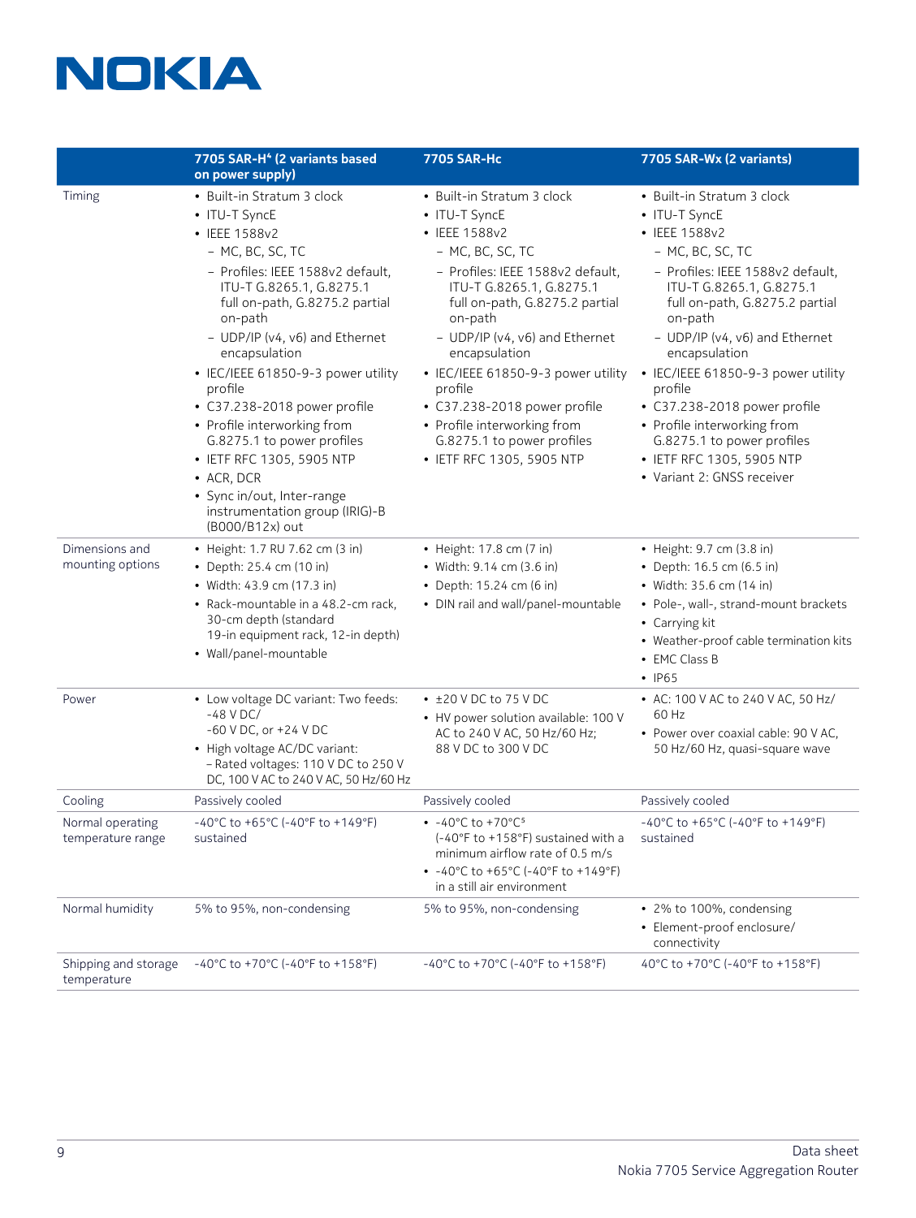| | 7705 SAR-H[4] (2 variants based on power supply) | 7705 SAR-Hc | 7705 SAR-Wx (2 variants) |
|---|---|---|---|
| Timing | • Built-in Stratum 3 clock<br>• ITU-T SyncE<br>• IEEE 1588v2<br>  – MC, BC, SC, TC<br>  – Profiles: IEEE 1588v2 default, ITU-T G.8265.1, G.8275.1 full on-path, G.8275.2 partial on-path<br>  – UDP/IP (v4, v6) and Ethernet encapsulation<br>• IEC/IEEE 61850-9-3 power utility profile<br>• C37.238-2018 power profile<br>• Profile interworking from G.8275.1 to power profiles<br>• IETF RFC 1305, 5905 NTP<br>• ACR, DCR<br>• Sync in/out, Inter-range instrumentation group (IRIG)-B (B000/B12x) out | • Built-in Stratum 3 clock<br>• ITU-T SyncE<br>• IEEE 1588v2<br>  – MC, BC, SC, TC<br>  – Profiles: IEEE 1588v2 default, ITU-T G.8265.1, G.8275.1 full on-path, G.8275.2 partial on-path<br>  – UDP/IP (v4, v6) and Ethernet encapsulation<br>• IEC/IEEE 61850-9-3 power utility profile<br>• C37.238-2018 power profile<br>• Profile interworking from G.8275.1 to power profiles<br>• IETF RFC 1305, 5905 NTP | • Built-in Stratum 3 clock<br>• ITU-T SyncE<br>• IEEE 1588v2<br>  – MC, BC, SC, TC<br>  – Profiles: IEEE 1588v2 default, ITU-T G.8265.1, G.8275.1 full on-path, G.8275.2 partial on-path<br>  – UDP/IP (v4, v6) and Ethernet encapsulation<br>• IEC/IEEE 61850-9-3 power utility profile<br>• C37.238-2018 power profile<br>• Profile interworking from G.8275.1 to power profiles<br>• IETF RFC 1305, 5905 NTP<br>• Variant 2: GNSS receiver |
| Dimensions and mounting options | • Height: 1.7 RU 7.62 cm (3 in)<br>• Depth: 25.4 cm (10 in)<br>• Width: 43.9 cm (17.3 in)<br>• Rack-mountable in a 48.2-cm rack, 30-cm depth (standard 19-in equipment rack, 12-in depth)<br>• Wall/panel-mountable | • Height: 17.8 cm (7 in)<br>• Width: 9.14 cm (3.6 in)<br>• Depth: 15.24 cm (6 in)<br>• DIN rail and wall/panel-mountable | • Height: 9.7 cm (3.8 in)<br>• Depth: 16.5 cm (6.5 in)<br>• Width: 35.6 cm (14 in)<br>• Pole-, wall-, strand-mount brackets<br>• Carrying kit<br>• Weather-proof cable termination kits<br>• EMC Class B<br>• IP65 |
| Power | • Low voltage DC variant: Two feeds: -48 V DC/ -60 V DC, or +24 V DC<br>• High voltage AC/DC variant: – Rated voltages: 110 V DC to 250 V DC, 100 V AC to 240 V AC, 50 Hz/60 Hz | • ±20 V DC to 75 V DC<br>• HV power solution available: 100 V AC to 240 V AC, 50 Hz/60 Hz; 88 V DC to 300 V DC | • AC: 100 V AC to 240 V AC, 50 Hz/ 60 Hz<br>• Power over coaxial cable: 90 V AC, 50 Hz/60 Hz, quasi-square wave |
| Cooling | Passively cooled | Passively cooled | Passively cooled |
| Normal operating temperature range | -40°C to +65°C (-40°F to +149°F) sustained | • -40°C to +70°C[5] (-40°F to +158°F) sustained with a minimum airflow rate of 0.5 m/s<br>• -40°C to +65°C (-40°F to +149°F) in a still air environment | -40°C to +65°C (-40°F to +149°F) sustained |
| Normal humidity | 5% to 95%, non-condensing | 5% to 95%, non-condensing | • 2% to 100%, condensing<br>• Element-proof enclosure/ connectivity |
| Shipping and storage temperature | -40°C to +70°C (-40°F to +158°F) | -40°C to +70°C (-40°F to +158°F) | 40°C to +70°C (-40°F to +158°F) |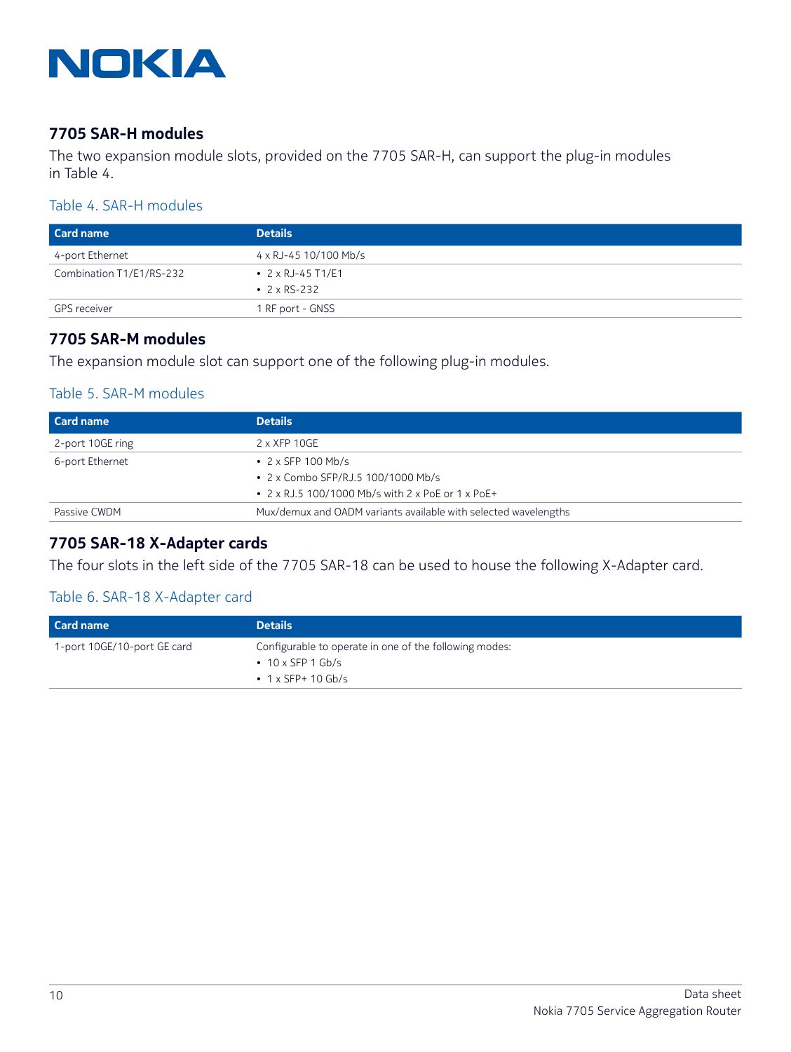## 7705 SAR-H modules

The two expansion module slots, provided on the 7705 SAR-H, can support the plug-in modules in Table 4.

### Table 4. SAR-H modules

| Card name | Details |
| --- | --- |
| 4-port Ethernet | 4 x RJ-45 10/100 Mb/s |
| Combination T1/E1/RS-232 | • 2 x RJ-45 T1/E1<br>• 2 x RS-232 |
| GPS receiver | 1 RF port - GNSS |

## 7705 SAR-M modules

The expansion module slot can support one of the following plug-in modules.

### Table 5. SAR-M modules

| Card name | Details |
| --- | --- |
| 2-port 10GE ring | 2 x XFP 10GE |
| 6-port Ethernet | • 2 x SFP 100 Mb/s<br>• 2 x Combo SFP/RJ.5 100/1000 Mb/s<br>• 2 x RJ.5 100/1000 Mb/s with 2 x PoE or 1 x PoE+ |
| Passive CWDM | Mux/demux and OADM variants available with selected wavelengths |

## 7705 SAR-18 X-Adapter cards

The four slots in the left side of the 7705 SAR-18 can be used to house the following X-Adapter card.

### Table 6. SAR-18 X-Adapter card

| Card name | Details |
| --- | --- |
| 1-port 10GE/10-port GE card | Configurable to operate in one of the following modes:<br>• 10 x SFP 1 Gb/s<br>• 1 x SFP+ 10 Gb/s |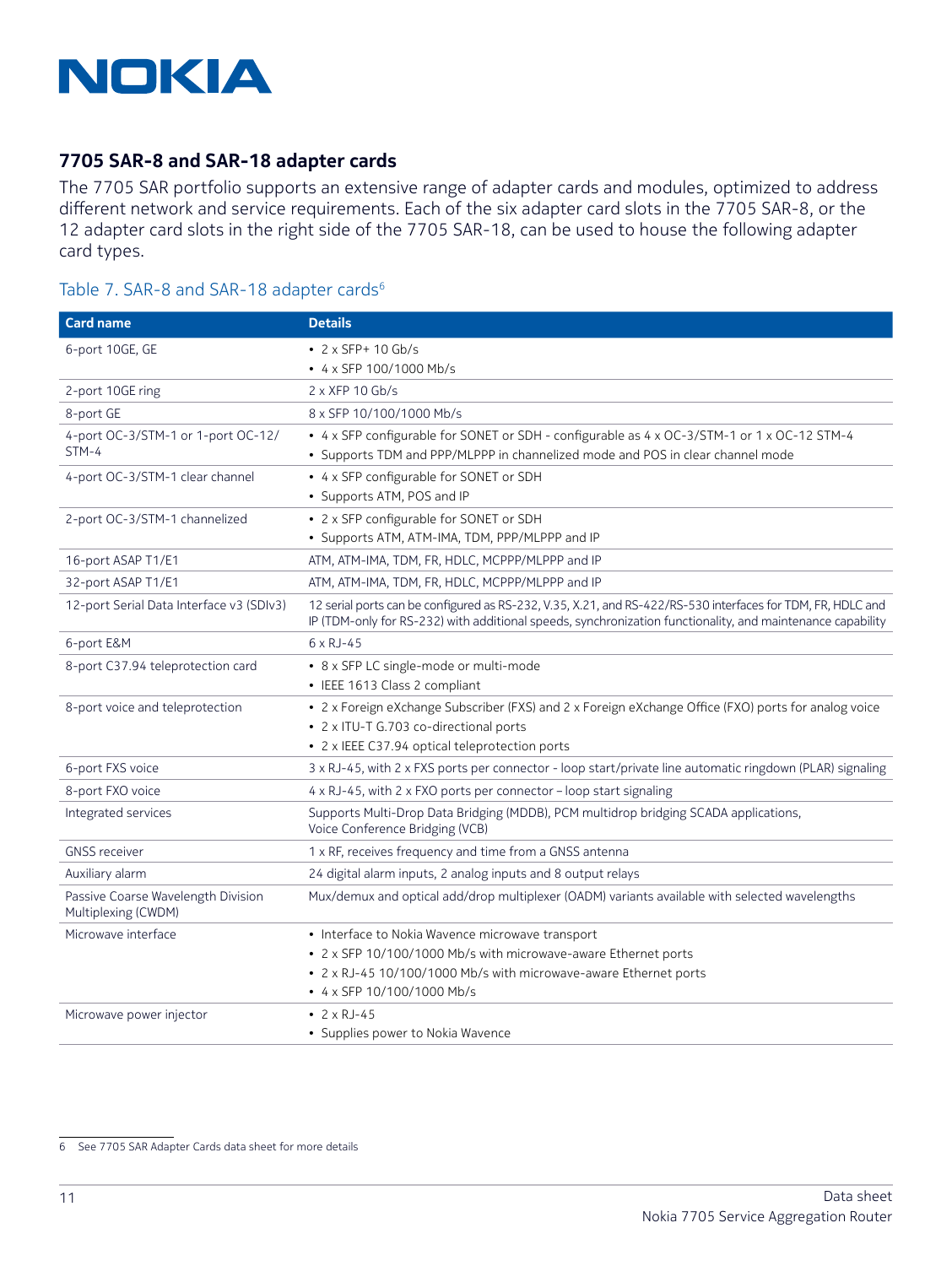## 7705 SAR-8 and SAR-18 adapter cards

The 7705 SAR portfolio supports an extensive range of adapter cards and modules, optimized to address different network and service requirements. Each of the six adapter card slots in the 7705 SAR-8, or the 12 adapter card slots in the right side of the 7705 SAR-18, can be used to house the following adapter card types.

Table 7. SAR-8 and SAR-18 adapter cards[6]

| Card name | Details |
|---|---|
| 6-port 10GE, GE | • 2 x SFP+ 10 Gb/s<br>• 4 x SFP 100/1000 Mb/s |
| 2-port 10GE ring | 2 x XFP 10 Gb/s |
| 8-port GE | 8 x SFP 10/100/1000 Mb/s |
| 4-port OC-3/STM-1 or 1-port OC-12/STM-4 | • 4 x SFP configurable for SONET or SDH - configurable as 4 x OC-3/STM-1 or 1 x OC-12 STM-4<br>• Supports TDM and PPP/MLPPP in channelized mode and POS in clear channel mode |
| 4-port OC-3/STM-1 clear channel | • 4 x SFP configurable for SONET or SDH<br>• Supports ATM, POS and IP |
| 2-port OC-3/STM-1 channelized | • 2 x SFP configurable for SONET or SDH<br>• Supports ATM, ATM-IMA, TDM, PPP/MLPPP and IP |
| 16-port ASAP T1/E1 | ATM, ATM-IMA, TDM, FR, HDLC, MCPPP/MLPPP and IP |
| 32-port ASAP T1/E1 | ATM, ATM-IMA, TDM, FR, HDLC, MCPPP/MLPPP and IP |
| 12-port Serial Data Interface v3 (SDIv3) | 12 serial ports can be configured as RS-232, V.35, X.21, and RS-422/RS-530 interfaces for TDM, FR, HDLC and IP (TDM-only for RS-232) with additional speeds, synchronization functionality, and maintenance capability |
| 6-port E&M | 6 x RJ-45 |
| 8-port C37.94 teleprotection card | • 8 x SFP LC single-mode or multi-mode<br>• IEEE 1613 Class 2 compliant |
| 8-port voice and teleprotection | • 2 x Foreign eXchange Subscriber (FXS) and 2 x Foreign eXchange Office (FXO) ports for analog voice<br>• 2 x ITU-T G.703 co-directional ports<br>• 2 x IEEE C37.94 optical teleprotection ports |
| 6-port FXS voice | 3 x RJ-45, with 2 x FXS ports per connector - loop start/private line automatic ringdown (PLAR) signaling |
| 8-port FXO voice | 4 x RJ-45, with 2 x FXO ports per connector – loop start signaling |
| Integrated services | Supports Multi-Drop Data Bridging (MDDB), PCM multidrop bridging SCADA applications, Voice Conference Bridging (VCB) |
| GNSS receiver | 1 x RF, receives frequency and time from a GNSS antenna |
| Auxiliary alarm | 24 digital alarm inputs, 2 analog inputs and 8 output relays |
| Passive Coarse Wavelength Division Multiplexing (CWDM) | Mux/demux and optical add/drop multiplexer (OADM) variants available with selected wavelengths |
| Microwave interface | • Interface to Nokia Wavence microwave transport<br>• 2 x SFP 10/100/1000 Mb/s with microwave-aware Ethernet ports<br>• 2 x RJ-45 10/100/1000 Mb/s with microwave-aware Ethernet ports<br>• 4 x SFP 10/100/1000 Mb/s |
| Microwave power injector | • 2 x RJ-45<br>• Supplies power to Nokia Wavence |

6 See 7705 SAR Adapter Cards data sheet for more details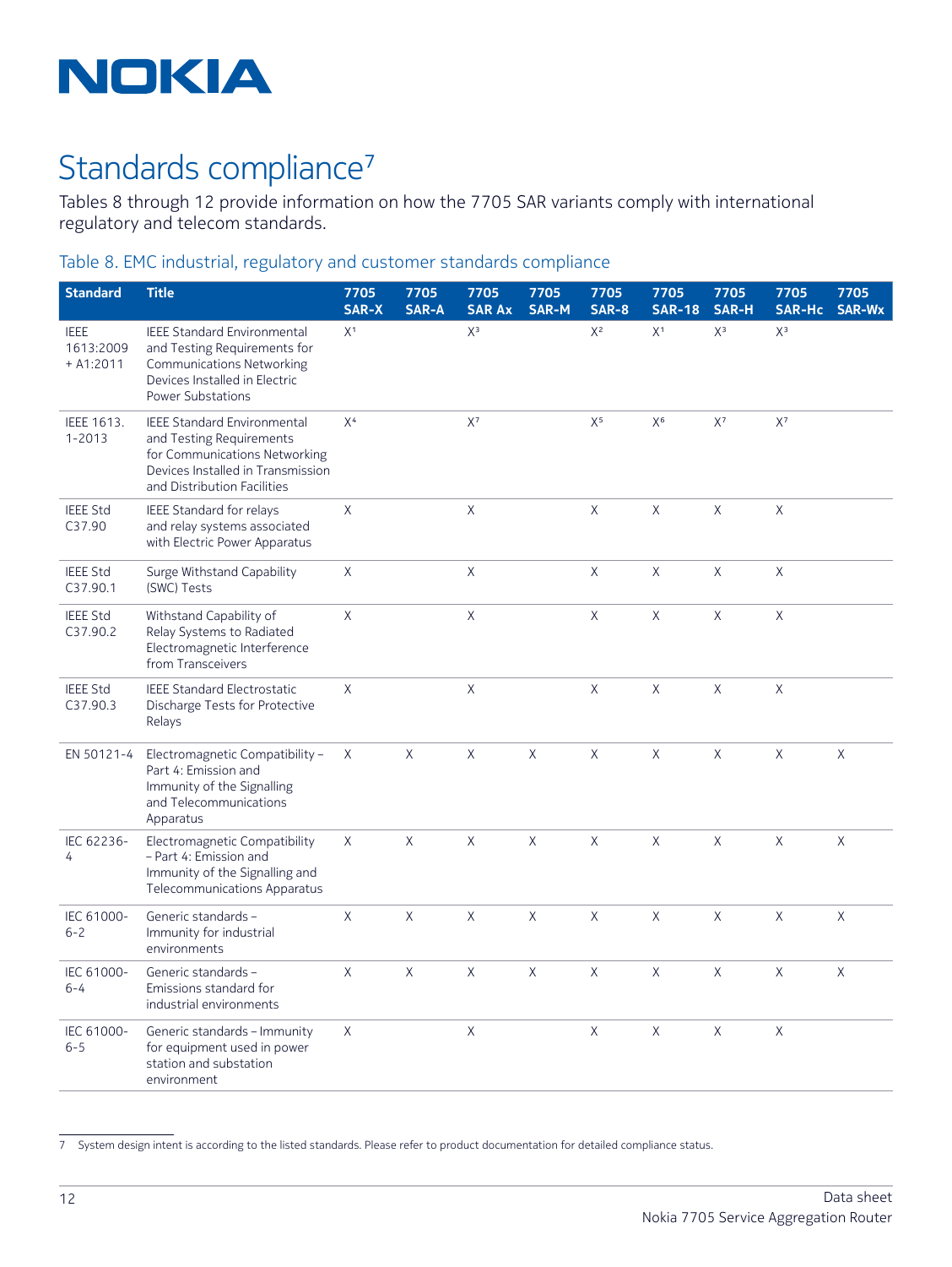# Standards compliance[7]

Tables 8 through 12 provide information on how the 7705 SAR variants comply with international regulatory and telecom standards.

## Table 8. EMC industrial, regulatory and customer standards compliance

| Standard | Title | 7705 SAR-X | 7705 SAR-A | 7705 SAR Ax | 7705 SAR-M | 7705 SAR-8 | 7705 SAR-18 | 7705 SAR-H | 7705 SAR-Hc | 7705 SAR-Wx |
|---|---|---|---|---|---|---|---|---|---|---|
| IEEE 1613:2009 + A1:2011 | IEEE Standard Environmental and Testing Requirements for Communications Networking Devices Installed in Electric Power Substations | X[1] | | X[3] | | X[2] | X[1] | X[3] | X[3] | |
| IEEE 1613.1-2013 | IEEE Standard Environmental and Testing Requirements for Communications Networking Devices Installed in Transmission and Distribution Facilities | X[4] | | X[7] | | X[5] | X[6] | X[7] | X[7] | |
| IEEE Std C37.90 | IEEE Standard for relays and relay systems associated with Electric Power Apparatus | X | | X | | X | X | X | X | |
| IEEE Std C37.90.1 | Surge Withstand Capability (SWC) Tests | X | | X | | X | X | X | X | |
| IEEE Std C37.90.2 | Withstand Capability of Relay Systems to Radiated Electromagnetic Interference from Transceivers | X | | X | | X | X | X | X | |
| IEEE Std C37.90.3 | IEEE Standard Electrostatic Discharge Tests for Protective Relays | X | | X | | X | X | X | X | |
| EN 50121-4 | Electromagnetic Compatibility – Part 4: Emission and Immunity of the Signalling and Telecommunications Apparatus | X | X | X | X | X | X | X | X | X |
| IEC 62236-4 | Electromagnetic Compatibility – Part 4: Emission and Immunity of the Signalling and Telecommunications Apparatus | X | X | X | X | X | X | X | X | X |
| IEC 61000-6-2 | Generic standards – Immunity for industrial environments | X | X | X | X | X | X | X | X | X |
| IEC 61000-6-4 | Generic standards – Emissions standard for industrial environments | X | X | X | X | X | X | X | X | X |
| IEC 61000-6-5 | Generic standards – Immunity for equipment used in power station and substation environment | X | | X | | X | X | X | X | |

7 System design intent is according to the listed standards. Please refer to product documentation for detailed compliance status.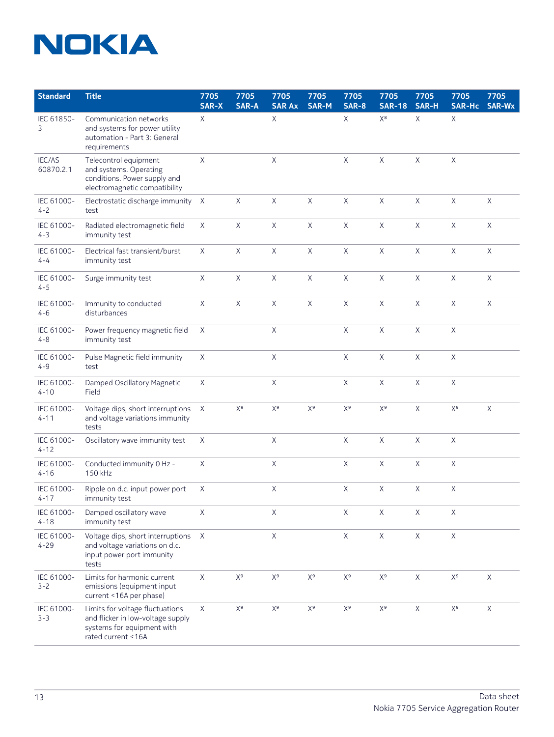| Standard | Title | 7705 SAR-X | 7705 SAR-A | 7705 SAR Ax | 7705 SAR-M | 7705 SAR-8 | 7705 SAR-18 | 7705 SAR-H | 7705 SAR-Hc | 7705 SAR-Wx |
|---|---|---|---|---|---|---|---|---|---|---|
| IEC 61850-3 | Communication networks and systems for power utility automation - Part 3: General requirements | X | | X | | X | X[8] | X | X | |
| IEC/AS 60870.2.1 | Telecontrol equipment and systems. Operating conditions. Power supply and electromagnetic compatibility | X | | X | | X | X | X | X | |
| IEC 61000-4-2 | Electrostatic discharge immunity test | X | X | X | X | X | X | X | X | X |
| IEC 61000-4-3 | Radiated electromagnetic field immunity test | X | X | X | X | X | X | X | X | X |
| IEC 61000-4-4 | Electrical fast transient/burst immunity test | X | X | X | X | X | X | X | X | X |
| IEC 61000-4-5 | Surge immunity test | X | X | X | X | X | X | X | X | X |
| IEC 61000-4-6 | Immunity to conducted disturbances | X | X | X | X | X | X | X | X | X |
| IEC 61000-4-8 | Power frequency magnetic field immunity test | X | | X | | X | X | X | X | |
| IEC 61000-4-9 | Pulse Magnetic field immunity test | X | | X | | X | X | X | X | |
| IEC 61000-4-10 | Damped Oscillatory Magnetic Field | X | | X | | X | X | X | X | |
| IEC 61000-4-11 | Voltage dips, short interruptions and voltage variations immunity tests | X | X[9] | X[9] | X[9] | X[9] | X[9] | X | X[9] | X |
| IEC 61000-4-12 | Oscillatory wave immunity test | X | | X | | X | X | X | X | |
| IEC 61000-4-16 | Conducted immunity 0 Hz - 150 kHz | X | | X | | X | X | X | X | |
| IEC 61000-4-17 | Ripple on d.c. input power port immunity test | X | | X | | X | X | X | X | |
| IEC 61000-4-18 | Damped oscillatory wave immunity test | X | | X | | X | X | X | X | |
| IEC 61000-4-29 | Voltage dips, short interruptions and voltage variations on d.c. input power port immunity tests | X | | X | | X | X | X | X | |
| IEC 61000-3-2 | Limits for harmonic current emissions (equipment input current <16A per phase) | X | X[9] | X[9] | X[9] | X[9] | X[9] | X | X[9] | X |
| IEC 61000-3-3 | Limits for voltage fluctuations and flicker in low-voltage supply systems for equipment with rated current <16A | X | X[9] | X[9] | X[9] | X[9] | X[9] | X | X[9] | X |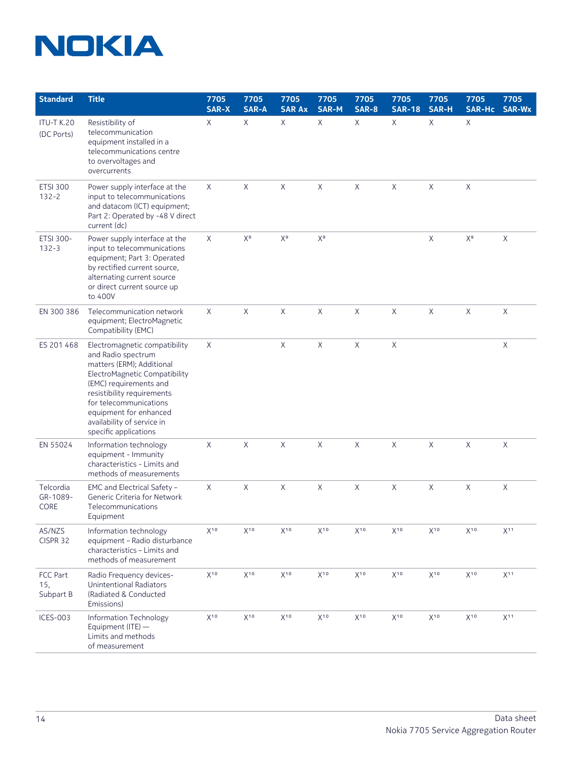| Standard | Title | 7705 SAR-X | 7705 SAR-A | 7705 SAR Ax | 7705 SAR-M | 7705 SAR-8 | 7705 SAR-18 | 7705 SAR-H | 7705 SAR-Hc | 7705 SAR-Wx |
|---|---|---|---|---|---|---|---|---|---|---|
| ITU-T K.20 (DC Ports) | Resistibility of telecommunication equipment installed in a telecommunications centre to overvoltages and overcurrents | X | X | X | X | X | X | X | X | |
| ETSI 300 132-2 | Power supply interface at the input to telecommunications and datacom (ICT) equipment; Part 2: Operated by -48 V direct current (dc) | X | X | X | X | X | X | X | X | |
| ETSI 300-132-3 | Power supply interface at the input to telecommunications equipment; Part 3: Operated by rectified current source, alternating current source or direct current source up to 400V | X | X[9] | X[9] | X[9] | | | X | X[9] | X |
| EN 300 386 | Telecommunication network equipment; ElectroMagnetic Compatibility (EMC) | X | X | X | X | X | X | X | X | X |
| ES 201 468 | Electromagnetic compatibility and Radio spectrum matters (ERM); Additional ElectroMagnetic Compatibility (EMC) requirements and resistibility requirements for telecommunications equipment for enhanced availability of service in specific applications | X | | X | X | X | X | | | X |
| EN 55024 | Information technology equipment - Immunity characteristics - Limits and methods of measurements | X | X | X | X | X | X | X | X | X |
| Telcordia GR-1089-CORE | EMC and Electrical Safety – Generic Criteria for Network Telecommunications Equipment | X | X | X | X | X | X | X | X | X |
| AS/NZS CISPR 32 | Information technology equipment – Radio disturbance characteristics – Limits and methods of measurement | X[10] | X[10] | X[10] | X[10] | X[10] | X[10] | X[10] | X[10] | X[11] |
| FCC Part 15, Subpart B | Radio Frequency devices-Unintentional Radiators (Radiated & Conducted Emissions) | X[10] | X[10] | X[10] | X[10] | X[10] | X[10] | X[10] | X[10] | X[11] |
| ICES-003 | Information Technology Equipment (ITE) — Limits and methods of measurement | X[10] | X[10] | X[10] | X[10] | X[10] | X[10] | X[10] | X[10] | X[11] |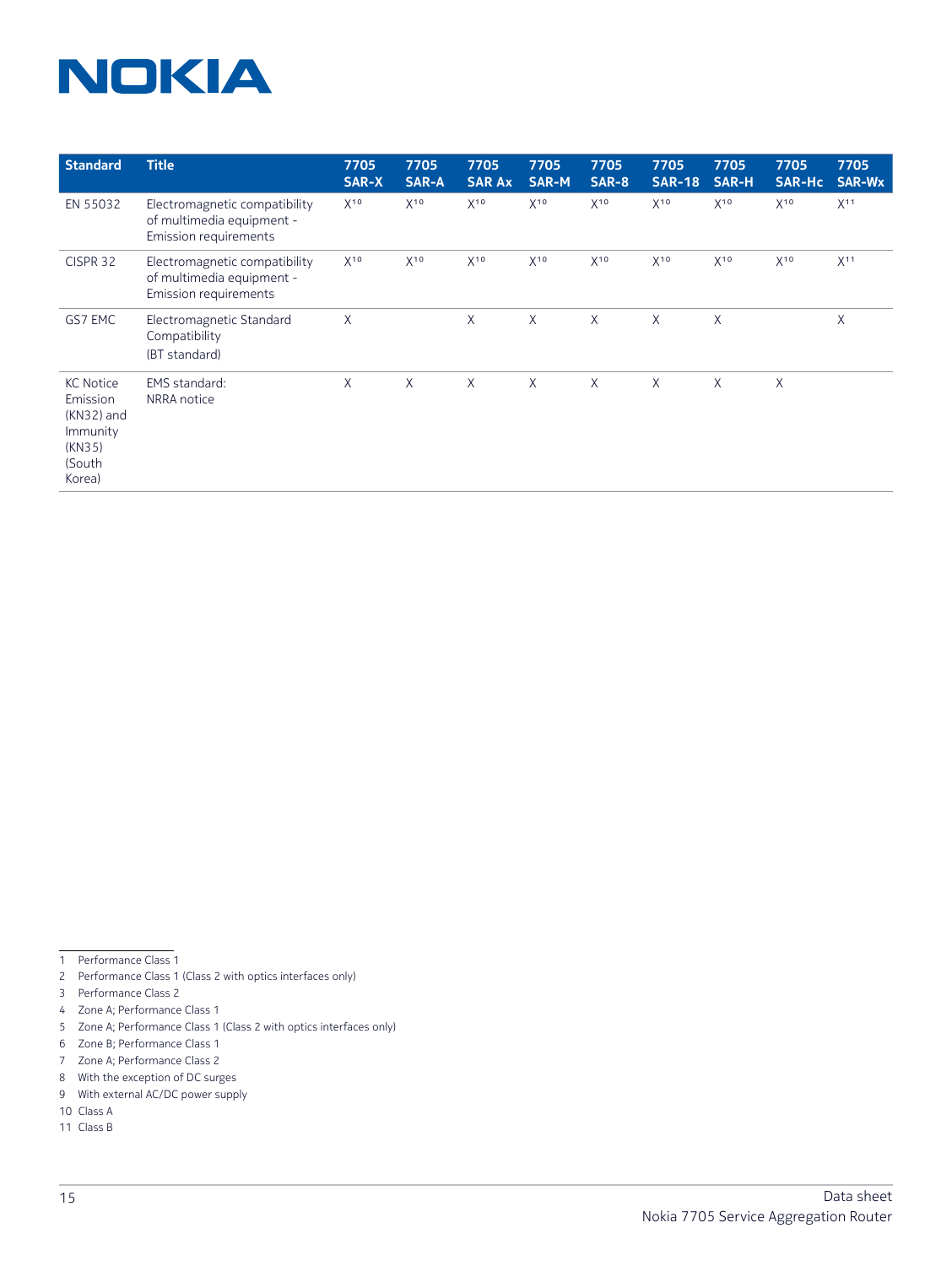| Standard | Title | 7705 SAR-X | 7705 SAR-A | 7705 SAR Ax | 7705 SAR-M | 7705 SAR-8 | 7705 SAR-18 | 7705 SAR-H | 7705 SAR-Hc | 7705 SAR-Wx |
|---|---|---|---|---|---|---|---|---|---|---|
| EN 55032 | Electromagnetic compatibility of multimedia equipment - Emission requirements | X[10] | X[10] | X[10] | X[10] | X[10] | X[10] | X[10] | X[10] | X[11] |
| CISPR 32 | Electromagnetic compatibility of multimedia equipment - Emission requirements | X[10] | X[10] | X[10] | X[10] | X[10] | X[10] | X[10] | X[10] | X[11] |
| GS7 EMC | Electromagnetic Standard Compatibility (BT standard) | X | | X | X | X | X | X | | X |
| KC Notice Emission (KN32) and Immunity (KN35) (South Korea) | EMS standard: NRRA notice | X | X | X | X | X | X | X | X | |

1 Performance Class 1
2 Performance Class 1 (Class 2 with optics interfaces only)
3 Performance Class 2
4 Zone A; Performance Class 1
5 Zone A; Performance Class 1 (Class 2 with optics interfaces only)
6 Zone B; Performance Class 1
7 Zone A; Performance Class 2
8 With the exception of DC surges
9 With external AC/DC power supply
10 Class A
11 Class B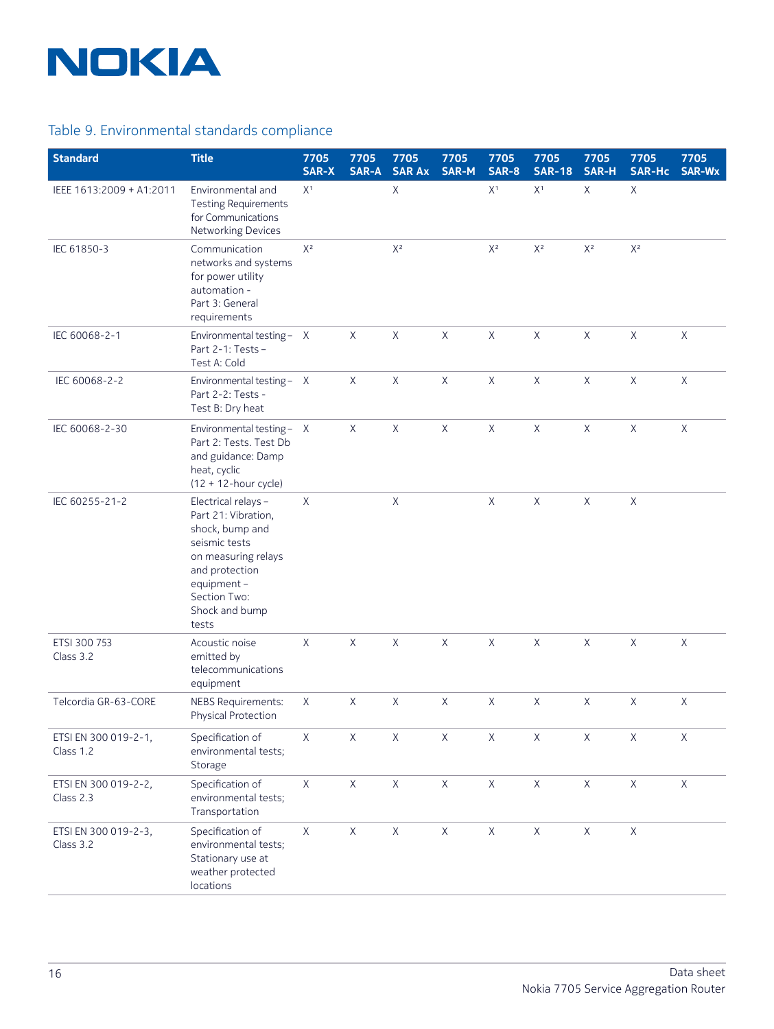## Table 9. Environmental standards compliance

| Standard | Title | 7705 SAR-X | 7705 SAR-A | 7705 SAR Ax | 7705 SAR-M | 7705 SAR-8 | 7705 SAR-18 | 7705 SAR-H | 7705 SAR-Hc | 7705 SAR-Wx |
|---|---|---|---|---|---|---|---|---|---|---|
| IEEE 1613:2009 + A1:2011 | Environmental and Testing Requirements for Communications Networking Devices | X[1] | | X | | X[1] | X[1] | X | X | |
| IEC 61850-3 | Communication networks and systems for power utility automation - Part 3: General requirements | X[2] | | X[2] | | X[2] | X[2] | X[2] | X[2] | |
| IEC 60068-2-1 | Environmental testing – Part 2-1: Tests – Test A: Cold | X | X | X | X | X | X | X | X | X |
| IEC 60068-2-2 | Environmental testing – Part 2-2: Tests - Test B: Dry heat | X | X | X | X | X | X | X | X | X |
| IEC 60068-2-30 | Environmental testing – Part 2: Tests. Test Db and guidance: Damp heat, cyclic (12 + 12-hour cycle) | X | X | X | X | X | X | X | X | X |
| IEC 60255-21-2 | Electrical relays – Part 21: Vibration, shock, bump and seismic tests on measuring relays and protection equipment – Section Two: Shock and bump tests | X | | X | | X | X | X | X | |
| ETSI 300 753 Class 3.2 | Acoustic noise emitted by telecommunications equipment | X | X | X | X | X | X | X | X | X |
| Telcordia GR-63-CORE | NEBS Requirements: Physical Protection | X | X | X | X | X | X | X | X | X |
| ETSI EN 300 019-2-1, Class 1.2 | Specification of environmental tests; Storage | X | X | X | X | X | X | X | X | X |
| ETSI EN 300 019-2-2, Class 2.3 | Specification of environmental tests; Transportation | X | X | X | X | X | X | X | X | X |
| ETSI EN 300 019-2-3, Class 3.2 | Specification of environmental tests; Stationary use at weather protected locations | X | X | X | X | X | X | X | X | |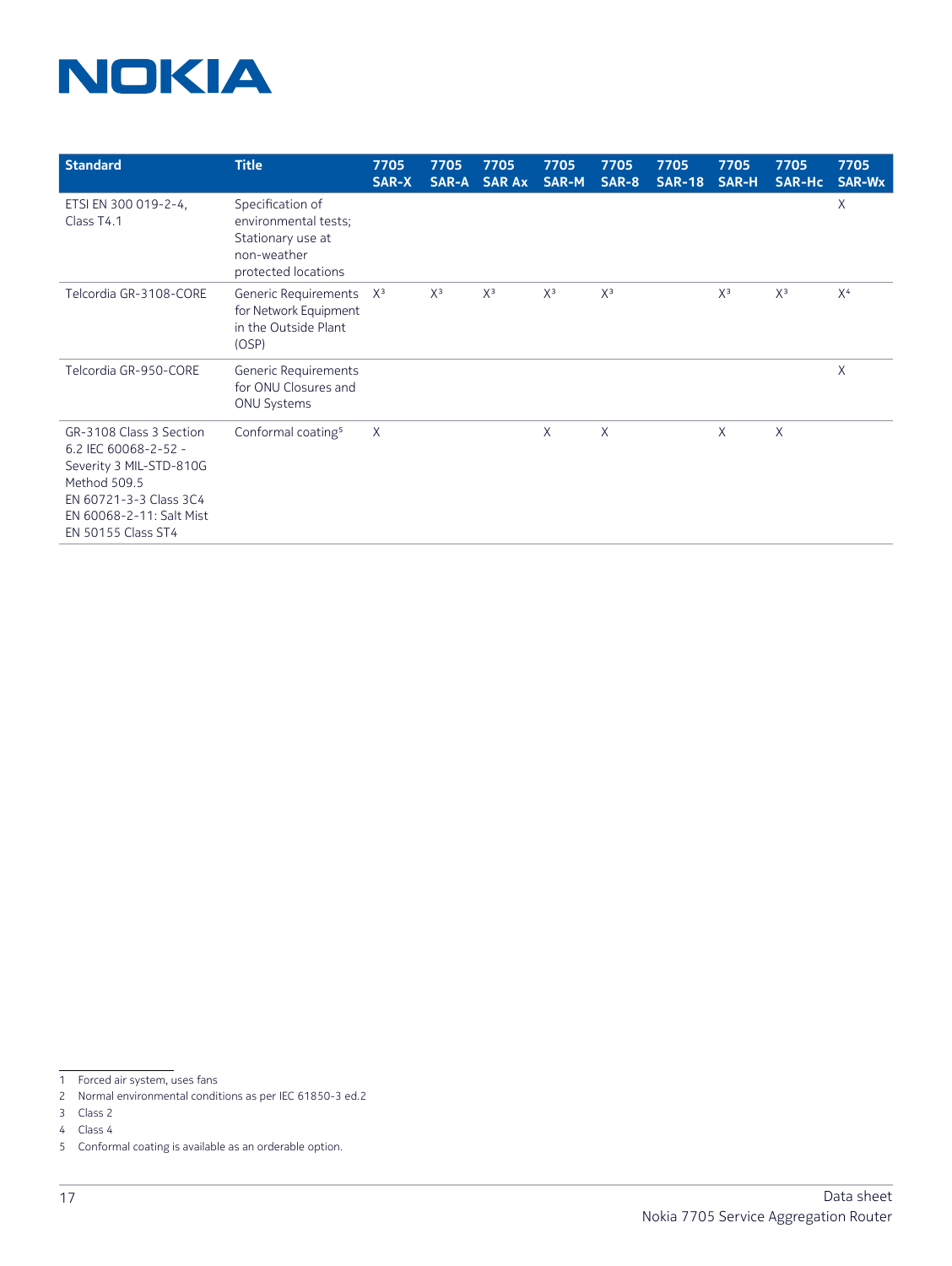| Standard | Title | 7705 SAR-X | 7705 SAR-A | 7705 SAR Ax | 7705 SAR-M | 7705 SAR-8 | 7705 SAR-18 | 7705 SAR-H | 7705 SAR-Hc | 7705 SAR-Wx |
|---|---|---|---|---|---|---|---|---|---|---|
| ETSI EN 300 019-2-4, Class T4.1 | Specification of environmental tests; Stationary use at non-weather protected locations | | | | | | | | | X |
| Telcordia GR-3108-CORE | Generic Requirements for Network Equipment in the Outside Plant (OSP) | X[3] | X[3] | X[3] | X[3] | X[3] | | X[3] | X[3] | X[4] |
| Telcordia GR-950-CORE | Generic Requirements for ONU Closures and ONU Systems | | | | | | | | | X |
| GR-3108 Class 3 Section 6.2 IEC 60068-2-52 - Severity 3 MIL-STD-810G Method 509.5 EN 60721-3-3 Class 3C4 EN 60068-2-11: Salt Mist EN 50155 Class ST4 | Conformal coating[5] | X | | | X | X | | X | X | |

1 Forced air system, uses fans

2 Normal environmental conditions as per IEC 61850-3 ed.2

3 Class 2

4 Class 4

5 Conformal coating is available as an orderable option.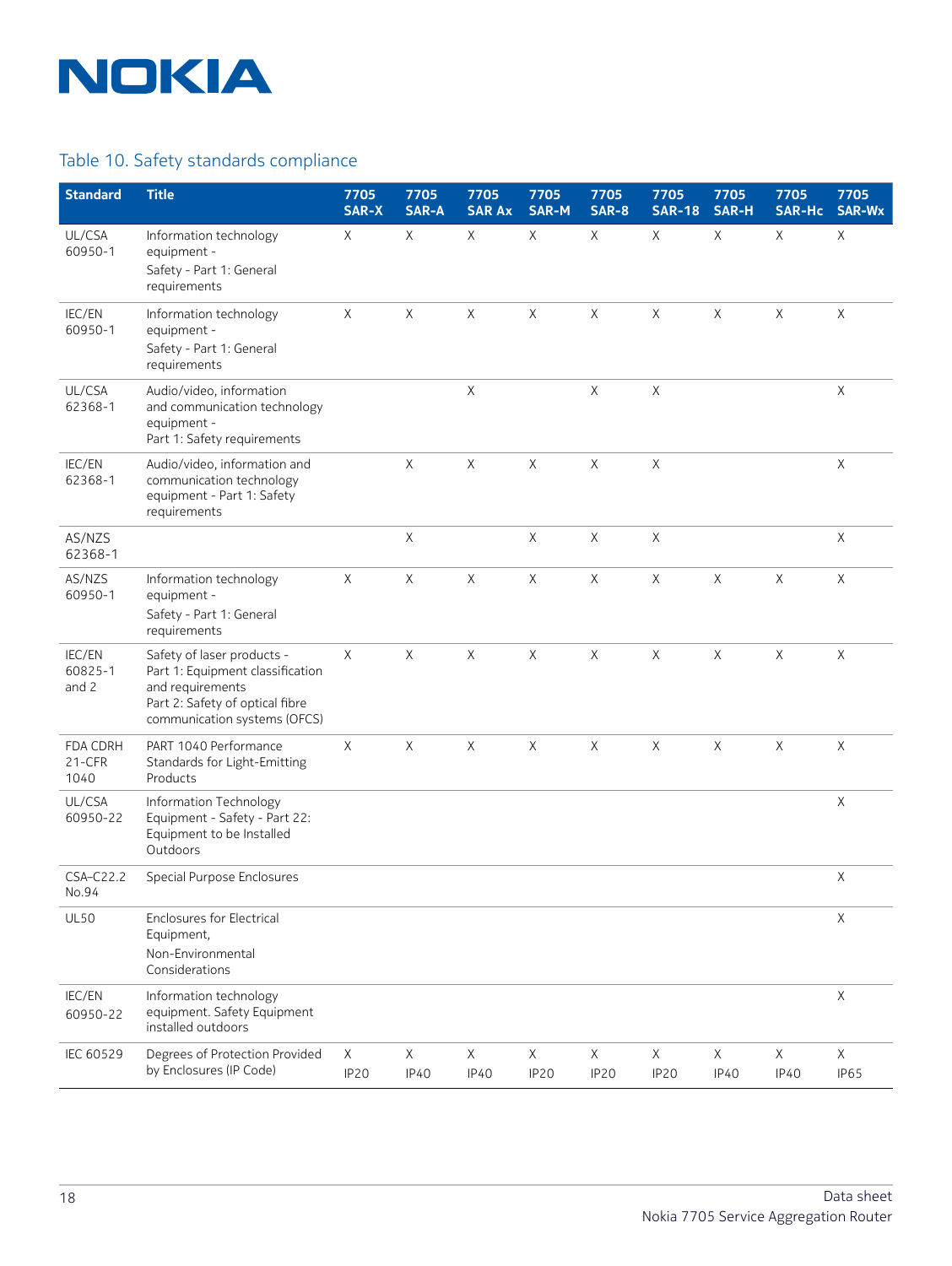Table 10. Safety standards compliance

| Standard | Title | 7705 SAR-X | 7705 SAR-A | 7705 SAR Ax | 7705 SAR-M | 7705 SAR-8 | 7705 SAR-18 | 7705 SAR-H | 7705 SAR-Hc | 7705 SAR-Wx |
|---|---|---|---|---|---|---|---|---|---|---|
| UL/CSA 60950-1 | Information technology equipment - Safety - Part 1: General requirements | X | X | X | X | X | X | X | X | X |
| IEC/EN 60950-1 | Information technology equipment - Safety - Part 1: General requirements | X | X | X | X | X | X | X | X | X |
| UL/CSA 62368-1 | Audio/video, information and communication technology equipment - Part 1: Safety requirements | | | X | | X | X | | | X |
| IEC/EN 62368-1 | Audio/video, information and communication technology equipment - Part 1: Safety requirements | | X | X | X | X | X | | | X |
| AS/NZS 62368-1 | | | X | | X | X | X | | | X |
| AS/NZS 60950-1 | Information technology equipment - Safety - Part 1: General requirements | X | X | X | X | X | X | X | X | X |
| IEC/EN 60825-1 and 2 | Safety of laser products - Part 1: Equipment classification and requirements Part 2: Safety of optical fibre communication systems (OFCS) | X | X | X | X | X | X | X | X | X |
| FDA CDRH 21-CFR 1040 | PART 1040 Performance Standards for Light-Emitting Products | X | X | X | X | X | X | X | X | X |
| UL/CSA 60950-22 | Information Technology Equipment - Safety - Part 22: Equipment to be Installed Outdoors | | | | | | | | | X |
| CSA-C22.2 No.94 | Special Purpose Enclosures | | | | | | | | | X |
| UL50 | Enclosures for Electrical Equipment, Non-Environmental Considerations | | | | | | | | | X |
| IEC/EN 60950-22 | Information technology equipment. Safety Equipment installed outdoors | | | | | | | | | X |
| IEC 60529 | Degrees of Protection Provided by Enclosures (IP Code) | X IP20 | X IP40 | X IP40 | X IP20 | X IP20 | X IP20 | X IP40 | X IP40 | X IP65 |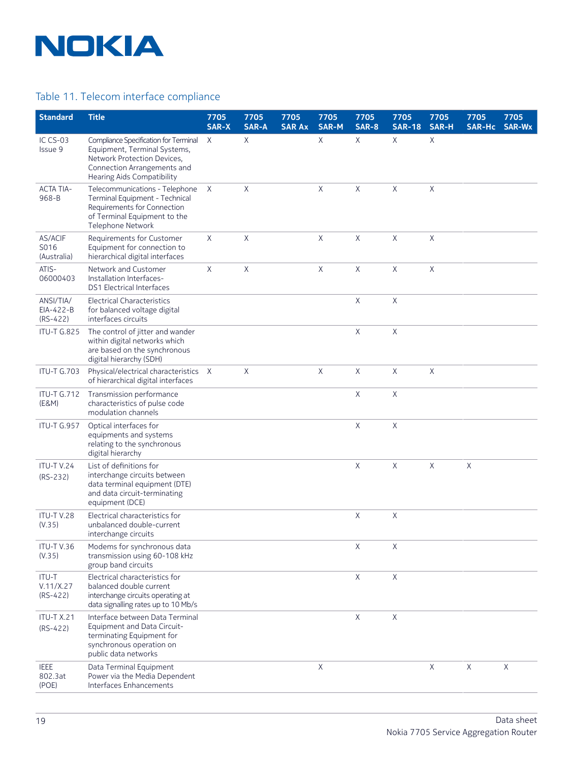Table 11. Telecom interface compliance

| Standard | Title | 7705 SAR-X | 7705 SAR-A | 7705 SAR Ax | 7705 SAR-M | 7705 SAR-8 | 7705 SAR-18 | 7705 SAR-H | 7705 SAR-Hc | 7705 SAR-Wx |
|---|---|---|---|---|---|---|---|---|---|---|
| IC CS-03 Issue 9 | Compliance Specification for Terminal Equipment, Terminal Systems, Network Protection Devices, Connection Arrangements and Hearing Aids Compatibility | X | X | | X | X | X | X | | |
| ACTA TIA-968-B | Telecommunications - Telephone Terminal Equipment - Technical Requirements for Connection of Terminal Equipment to the Telephone Network | X | X | | X | X | X | X | | |
| AS/ACIF S016 (Australia) | Requirements for Customer Equipment for connection to hierarchical digital interfaces | X | X | | X | X | X | X | | |
| ATIS-06000403 | Network and Customer Installation Interfaces-DS1 Electrical Interfaces | X | X | | X | X | X | X | | |
| ANSI/TIA/EIA-422-B (RS-422) | Electrical Characteristics for balanced voltage digital interfaces circuits | | | | | X | X | | | |
| ITU-T G.825 | The control of jitter and wander within digital networks which are based on the synchronous digital hierarchy (SDH) | | | | | X | X | | | |
| ITU-T G.703 | Physical/electrical characteristics of hierarchical digital interfaces | X | X | | X | X | X | X | | |
| ITU-T G.712 (E&M) | Transmission performance characteristics of pulse code modulation channels | | | | | X | X | | | |
| ITU-T G.957 | Optical interfaces for equipments and systems relating to the synchronous digital hierarchy | | | | | X | X | | | |
| ITU-T V.24 (RS-232) | List of definitions for interchange circuits between data terminal equipment (DTE) and data circuit-terminating equipment (DCE) | | | | | X | X | X | X | |
| ITU-T V.28 (V.35) | Electrical characteristics for unbalanced double-current interchange circuits | | | | | X | X | | | |
| ITU-T V.36 (V.35) | Modems for synchronous data transmission using 60-108 kHz group band circuits | | | | | X | X | | | |
| ITU-T V.11/X.27 (RS-422) | Electrical characteristics for balanced double current interchange circuits operating at data signalling rates up to 10 Mb/s | | | | | X | X | | | |
| ITU-T X.21 (RS-422) | Interface between Data Terminal Equipment and Data Circuit-terminating Equipment for synchronous operation on public data networks | | | | | X | X | | | |
| IEEE 802.3at (POE) | Data Terminal Equipment Power via the Media Dependent Interfaces Enhancements | | | | X | | | X | X | X |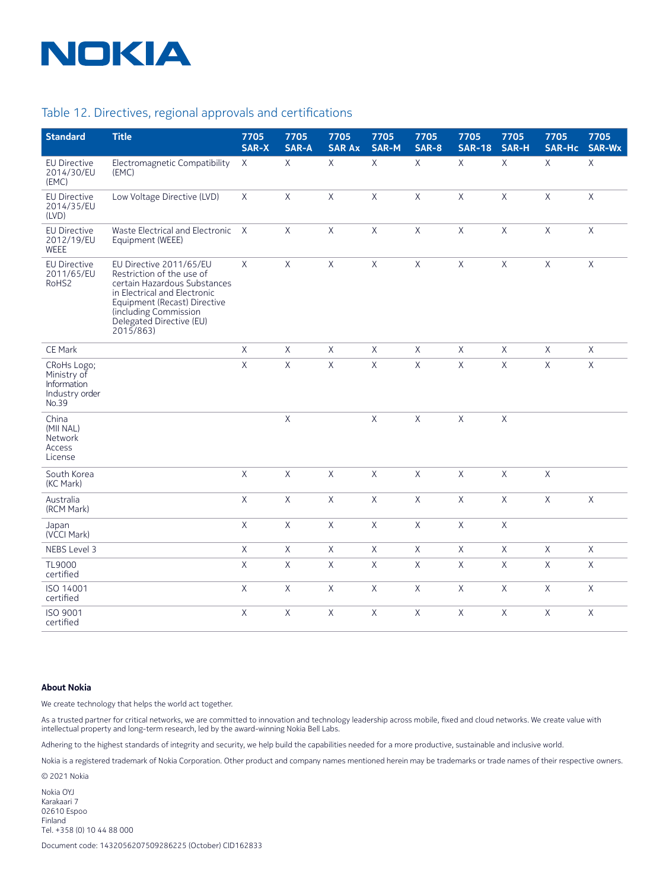## Table 12. Directives, regional approvals and certifications

| Standard | Title | 7705 SAR-X | 7705 SAR-A | 7705 SAR Ax | 7705 SAR-M | 7705 SAR-8 | 7705 SAR-18 | 7705 SAR-H | 7705 SAR-Hc | 7705 SAR-Wx |
|---|---|---|---|---|---|---|---|---|---|---|
| EU Directive 2014/30/EU (EMC) | Electromagnetic Compatibility (EMC) | X | X | X | X | X | X | X | X | X |
| EU Directive 2014/35/EU (LVD) | Low Voltage Directive (LVD) | X | X | X | X | X | X | X | X | X |
| EU Directive 2012/19/EU WEEE | Waste Electrical and Electronic Equipment (WEEE) | X | X | X | X | X | X | X | X | X |
| EU Directive 2011/65/EU RoHS2 | EU Directive 2011/65/EU Restriction of the use of certain Hazardous Substances in Electrical and Electronic Equipment (Recast) Directive (including Commission Delegated Directive (EU) 2015/863) | X | X | X | X | X | X | X | X | X |
| CE Mark | | X | X | X | X | X | X | X | X | X |
| CRoHs Logo; Ministry of Information Industry order No.39 | | X | X | X | X | X | X | X | X | X |
| China (MII NAL) Network Access License | | | X | | X | X | X | X | | |
| South Korea (KC Mark) | | X | X | X | X | X | X | X | X | |
| Australia (RCM Mark) | | X | X | X | X | X | X | X | X | X |
| Japan (VCCI Mark) | | X | X | X | X | X | X | X | | |
| NEBS Level 3 | | X | X | X | X | X | X | X | X | X |
| TL9000 certified | | X | X | X | X | X | X | X | X | X |
| ISO 14001 certified | | X | X | X | X | X | X | X | X | X |
| ISO 9001 certified | | X | X | X | X | X | X | X | X | X |

**About Nokia**

We create technology that helps the world act together.

As a trusted partner for critical networks, we are committed to innovation and technology leadership across mobile, fixed and cloud networks. We create value with intellectual property and long-term research, led by the award-winning Nokia Bell Labs.

Adhering to the highest standards of integrity and security, we help build the capabilities needed for a more productive, sustainable and inclusive world.

Nokia is a registered trademark of Nokia Corporation. Other product and company names mentioned herein may be trademarks or trade names of their respective owners.

© 2021 Nokia

Nokia OYJ
Karakaari 7
02610 Espoo
Finland
Tel. +358 (0) 10 44 88 000

Document code: 1432056207509286225 (October) CID162833